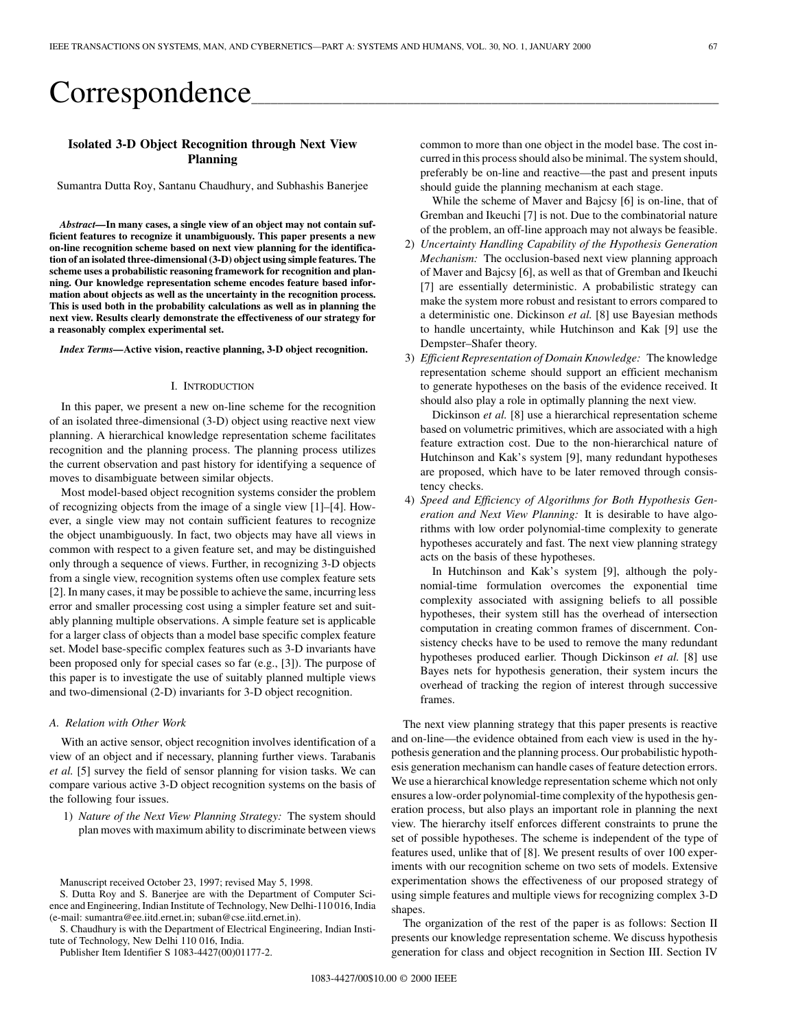# Correspondence

## Isolated 3-D Object Recognition through Next View Planning

Sumantra Dutta Roy, Santanu Chaudhury, and Subhashis Banerjee

***Abstract*—In many cases, a single view of an object may not contain sufficient features to recognize it unambiguously. This paper presents a new on-line recognition scheme based on next view planning for the identification of an isolated three-dimensional (3-D) object using simple features. The scheme uses a probabilistic reasoning framework for recognition and planning. Our knowledge representation scheme encodes feature based information about objects as well as the uncertainty in the recognition process. This is used both in the probability calculations as well as in planning the next view. Results clearly demonstrate the effectiveness of our strategy for a reasonably complex experimental set.**

***Index Terms*—Active vision, reactive planning, 3-D object recognition.**

### I. Introduction

In this paper, we present a new on-line scheme for the recognition of an isolated three-dimensional (3-D) object using reactive next view planning. A hierarchical knowledge representation scheme facilitates recognition and the planning process. The planning process utilizes the current observation and past history for identifying a sequence of moves to disambiguate between similar objects.

Most model-based object recognition systems consider the problem of recognizing objects from the image of a single view [1]–[4]. However, a single view may not contain sufficient features to recognize the object unambiguously. In fact, two objects may have all views in common with respect to a given feature set, and may be distinguished only through a sequence of views. Further, in recognizing 3-D objects from a single view, recognition systems often use complex feature sets [2]. In many cases, it may be possible to achieve the same, incurring less error and smaller processing cost using a simpler feature set and suitably planning multiple observations. A simple feature set is applicable for a larger class of objects than a model base specific complex feature set. Model base-specific complex features such as 3-D invariants have been proposed only for special cases so far (e.g., [3]). The purpose of this paper is to investigate the use of suitably planned multiple views and two-dimensional (2-D) invariants for 3-D object recognition.

#### A. Relation with Other Work

With an active sensor, object recognition involves identification of a view of an object and if necessary, planning further views. Tarabanis *et al.* [5] survey the field of sensor planning for vision tasks. We can compare various active 3-D object recognition systems on the basis of the following four issues.

1) *Nature of the Next View Planning Strategy:* The system should plan moves with maximum ability to discriminate between views common to more than one object in the model base. The cost incurred in this process should also be minimal. The system should, preferably be on-line and reactive—the past and present inputs should guide the planning mechanism at each stage.

   While the scheme of Maver and Bajcsy [6] is on-line, that of Gremban and Ikeuchi [7] is not. Due to the combinatorial nature of the problem, an off-line approach may not always be feasible.

2) *Uncertainty Handling Capability of the Hypothesis Generation Mechanism:* The occlusion-based next view planning approach of Maver and Bajcsy [6], as well as that of Gremban and Ikeuchi [7] are essentially deterministic. A probabilistic strategy can make the system more robust and resistant to errors compared to a deterministic one. Dickinson *et al.* [8] use Bayesian methods to handle uncertainty, while Hutchinson and Kak [9] use the Dempster–Shafer theory.

3) *Efficient Representation of Domain Knowledge:* The knowledge representation scheme should support an efficient mechanism to generate hypotheses on the basis of the evidence received. It should also play a role in optimally planning the next view.

   Dickinson *et al.* [8] use a hierarchical representation scheme based on volumetric primitives, which are associated with a high feature extraction cost. Due to the non-hierarchical nature of Hutchinson and Kak's system [9], many redundant hypotheses are proposed, which have to be later removed through consistency checks.

4) *Speed and Efficiency of Algorithms for Both Hypothesis Generation and Next View Planning:* It is desirable to have algorithms with low order polynomial-time complexity to generate hypotheses accurately and fast. The next view planning strategy acts on the basis of these hypotheses.

   In Hutchinson and Kak's system [9], although the polynomial-time formulation overcomes the exponential time complexity associated with assigning beliefs to all possible hypotheses, their system still has the overhead of intersection computation in creating common frames of discernment. Consistency checks have to be used to remove the many redundant hypotheses produced earlier. Though Dickinson *et al.* [8] use Bayes nets for hypothesis generation, their system incurs the overhead of tracking the region of interest through successive frames.

The next view planning strategy that this paper presents is reactive and on-line—the evidence obtained from each view is used in the hypothesis generation and the planning process. Our probabilistic hypothesis generation mechanism can handle cases of feature detection errors. We use a hierarchical knowledge representation scheme which not only ensures a low-order polynomial-time complexity of the hypothesis generation process, but also plays an important role in planning the next view. The hierarchy itself enforces different constraints to prune the set of possible hypotheses. The scheme is independent of the type of features used, unlike that of [8]. We present results of over 100 experiments with our recognition scheme on two sets of models. Extensive experimentation shows the effectiveness of our proposed strategy of using simple features and multiple views for recognizing complex 3-D shapes.

The organization of the rest of the paper is as follows: Section II presents our knowledge representation scheme. We discuss hypothesis generation for class and object recognition in Section III. Section IV

---

Manuscript received October 23, 1997; revised May 5, 1998.

S. Dutta Roy and S. Banerjee are with the Department of Computer Science and Engineering, Indian Institute of Technology, New Delhi-110 016, India (e-mail: sumantra@ee.iitd.ernet.in; suban@cse.iitd.ernet.in).

S. Chaudhury is with the Department of Electrical Engineering, Indian Institute of Technology, New Delhi 110 016, India.

Publisher Item Identifier S 1083-4427(00)01177-2.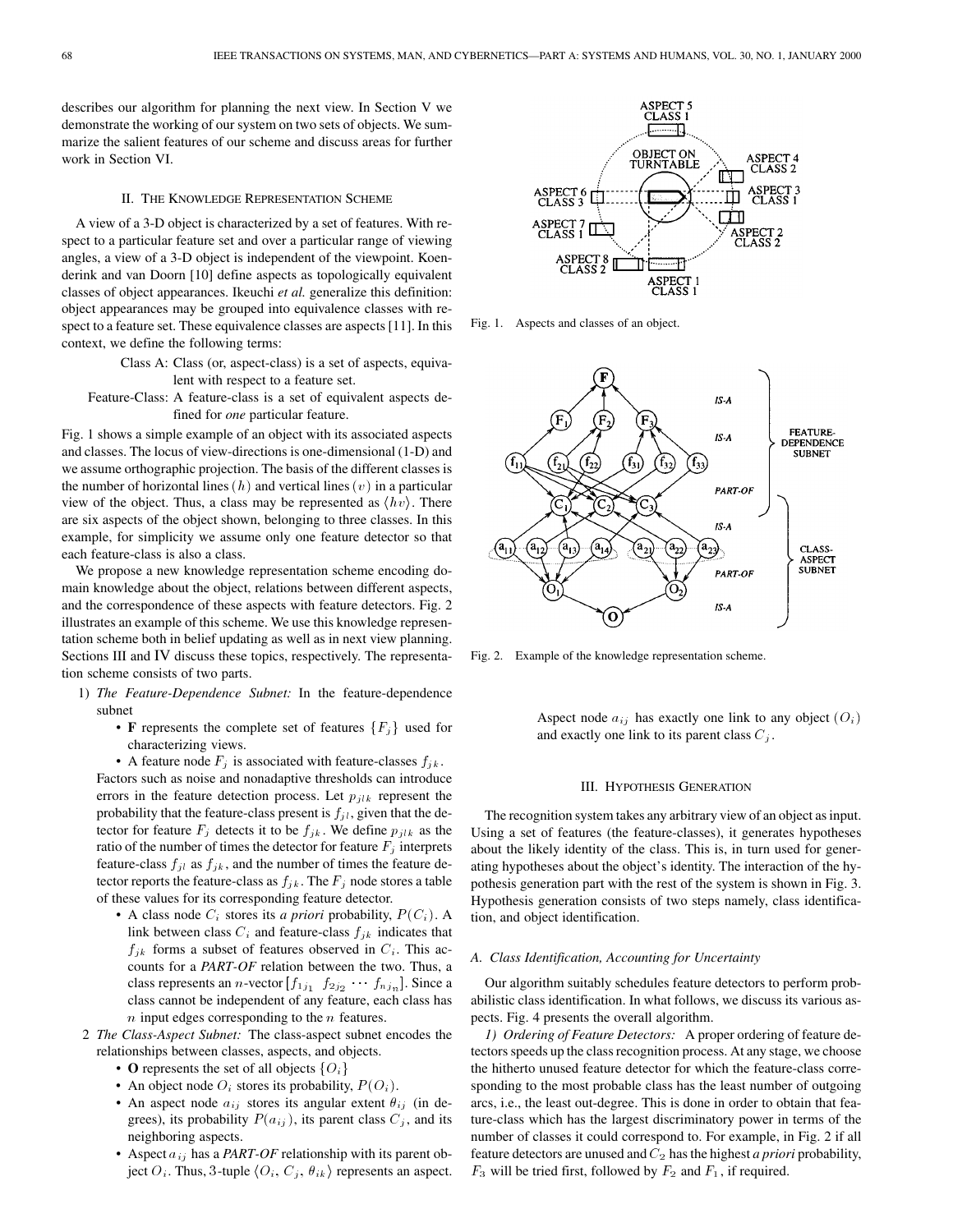describes our algorithm for planning the next view. In Section V we demonstrate the working of our system on two sets of objects. We summarize the salient features of our scheme and discuss areas for further work in Section VI.

## II. The Knowledge Representation Scheme

A view of a 3-D object is characterized by a set of features. With respect to a particular feature set and over a particular range of viewing angles, a view of a 3-D object is independent of the viewpoint. Koenderink and van Doorn [10] define aspects as topologically equivalent classes of object appearances. Ikeuchi *et al.* generalize this definition: object appearances may be grouped into equivalence classes with respect to a feature set. These equivalence classes are aspects [11]. In this context, we define the following terms:

Class A: Class (or, aspect-class) is a set of aspects, equivalent with respect to a feature set.

Feature-Class: A feature-class is a set of equivalent aspects defined for *one* particular feature.

Fig. 1 shows a simple example of an object with its associated aspects and classes. The locus of view-directions is one-dimensional (1-D) and we assume orthographic projection. The basis of the different classes is the number of horizontal lines $(h)$ and vertical lines $(v)$ in a particular view of the object. Thus, a class may be represented as $\langle hv \rangle$. There are six aspects of the object shown, belonging to three classes. In this example, for simplicity we assume only one feature detector so that each feature-class is also a class.

We propose a new knowledge representation scheme encoding domain knowledge about the object, relations between different aspects, and the correspondence of these aspects with feature detectors. Fig. 2 illustrates an example of this scheme. We use this knowledge representation scheme both in belief updating as well as in next view planning. Sections III and IV discuss these topics, respectively. The representation scheme consists of two parts.

1) *The Feature-Dependence Subnet:* In the feature-dependence subnet
   - **F** represents the complete set of features $\{F_j\}$ used for characterizing views.
   - A feature node $F_j$ is associated with feature-classes $f_{jk}$.

   Factors such as noise and nonadaptive thresholds can introduce errors in the feature detection process. Let $p_{jlk}$ represent the probability that the feature-class present is $f_{jl}$, given that the detector for feature $F_j$ detects it to be $f_{jk}$. We define $p_{jlk}$ as the ratio of the number of times the detector for feature $F_j$ interprets feature-class $f_{jl}$ as $f_{jk}$, and the number of times the feature detector reports the feature-class as $f_{jk}$. The $F_j$ node stores a table of these values for its corresponding feature detector.
   - A class node $C_i$ stores its *a priori* probability, $P(C_i)$. A link between class $C_i$ and feature-class $f_{jk}$ indicates that $f_{jk}$ forms a subset of features observed in $C_i$. This accounts for a *PART-OF* relation between the two. Thus, a class represents an $n$-vector $[f_{1j_1}\ f_{2j_2}\ \cdots\ f_{nj_n}]$. Since a class cannot be independent of any feature, each class has $n$ input edges corresponding to the $n$ features.

2) *The Class-Aspect Subnet:* The class-aspect subnet encodes the relationships between classes, aspects, and objects.
   - **O** represents the set of all objects $\{O_i\}$
   - An object node $O_i$ stores its probability, $P(O_i)$.
   - An aspect node $a_{ij}$ stores its angular extent $\theta_{ij}$ (in degrees), its probability $P(a_{ij})$, its parent class $C_j$, and its neighboring aspects.
   - Aspect $a_{ij}$ has a *PART-OF* relationship with its parent object $O_i$. Thus, 3-tuple $\langle O_i, C_j, \theta_{ik} \rangle$ represents an aspect. Aspect node $a_{ij}$ has exactly one link to any object $(O_i)$ and exactly one link to its parent class $C_j$.

Fig. 1. Aspects and classes of an object.

Fig. 2. Example of the knowledge representation scheme.

## III. Hypothesis Generation

The recognition system takes any arbitrary view of an object as input. Using a set of features (the feature-classes), it generates hypotheses about the likely identity of the class. This is, in turn used for generating hypotheses about the object's identity. The interaction of the hypothesis generation part with the rest of the system is shown in Fig. 3. Hypothesis generation consists of two steps namely, class identification, and object identification.

### A. Class Identification, Accounting for Uncertainty

Our algorithm suitably schedules feature detectors to perform probabilistic class identification. In what follows, we discuss its various aspects. Fig. 4 presents the overall algorithm.

*1) Ordering of Feature Detectors:* A proper ordering of feature detectors speeds up the class recognition process. At any stage, we choose the hitherto unused feature detector for which the feature-class corresponding to the most probable class has the least number of outgoing arcs, i.e., the least out-degree. This is done in order to obtain that feature-class which has the largest discriminatory power in terms of the number of classes it could correspond to. For example, in Fig. 2 if all feature detectors are unused and $C_2$ has the highest *a priori* probability, $F_3$ will be tried first, followed by $F_2$ and $F_1$, if required.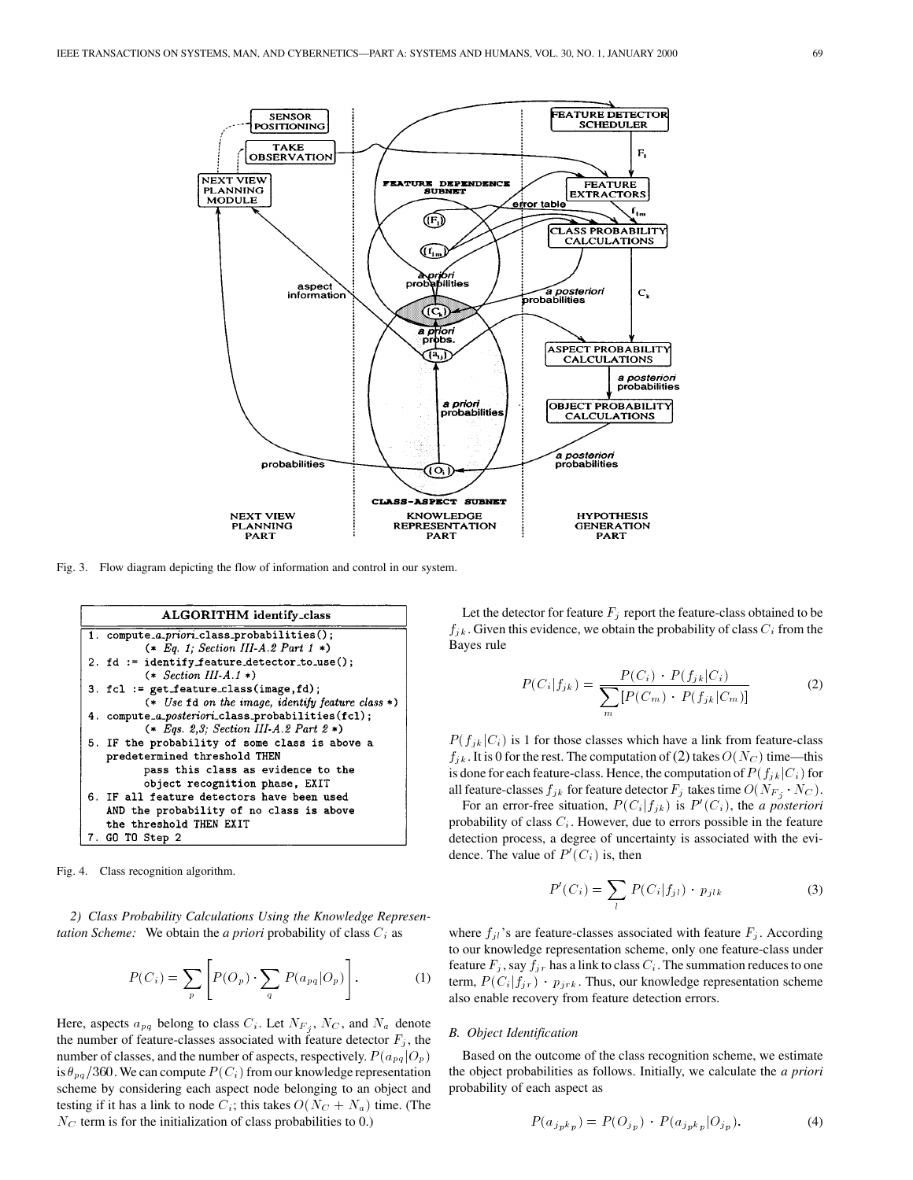Fig. 3. Flow diagram depicting the flow of information and control in our system.

```
ALGORITHM identify_class

1. compute_a_priori_class_probabilities();
        (* Eq. 1; Section III-A.2 Part 1 *)
2. fd := identify_feature_detector_to_use();
        (* Section III-A.1 *)
3. fcl := get_feature_class(image,fd);
        (* Use fd on the image, identify feature class *)
4. compute_a_posteriori_class_probabilities(fcl);
        (* Eqs. 2,3; Section III-A.2 Part 2 *)
5. IF the probability of some class is above a
   predetermined threshold THEN
        pass this class as evidence to the
        object recognition phase, EXIT
6. IF all feature detectors have been used
   AND the probability of no class is above
   the threshold THEN EXIT
7. GO TO Step 2
```

Fig. 4. Class recognition algorithm.

*2) Class Probability Calculations Using the Knowledge Representation Scheme:* We obtain the *a priori* probability of class $C_i$ as

$$P(C_i) = \sum_p \left[ P(O_p) \cdot \sum_q P(a_{pq}|O_p) \right]. \tag{1}$$

Here, aspects $a_{pq}$ belong to class $C_i$. Let $N_{F_j}$, $N_C$, and $N_a$ denote the number of feature-classes associated with feature detector $F_j$, the number of classes, and the number of aspects, respectively. $P(a_{pq}|O_p)$ is $\theta_{pq}/360$. We can compute $P(C_i)$ from our knowledge representation scheme by considering each aspect node belonging to an object and testing if it has a link to node $C_i$; this takes $O(N_C + N_a)$ time. (The $N_C$ term is for the initialization of class probabilities to 0.)

Let the detector for feature $F_j$ report the feature-class obtained to be $f_{jk}$. Given this evidence, we obtain the probability of class $C_i$ from the Bayes rule

$$P(C_i|f_{jk}) = \frac{P(C_i) \cdot P(f_{jk}|C_i)}{\sum_m [P(C_m) \cdot P(f_{jk}|C_m)]} \tag{2}$$

$P(f_{jk}|C_i)$ is 1 for those classes which have a link from feature-class $f_{jk}$. It is 0 for the rest. The computation of (2) takes $O(N_C)$ time—this is done for each feature-class. Hence, the computation of $P(f_{jk}|C_i)$ for all feature-classes $f_{jk}$ for feature detector $F_j$ takes time $O(N_{F_j} \cdot N_C)$.

For an error-free situation, $P(C_i|f_{jk})$ is $P'(C_i)$, the *a posteriori* probability of class $C_i$. However, due to errors possible in the feature detection process, a degree of uncertainty is associated with the evidence. The value of $P'(C_i)$ is, then

$$P'(C_i) = \sum_l P(C_i|f_{jl}) \cdot p_{jlk} \tag{3}$$

where $f_{jl}$'s are feature-classes associated with feature $F_j$. According to our knowledge representation scheme, only one feature-class under feature $F_j$, say $f_{jr}$ has a link to class $C_i$. The summation reduces to one term, $P(C_i|f_{jr}) \cdot p_{jrk}$. Thus, our knowledge representation scheme also enable recovery from feature detection errors.

### B. Object Identification

Based on the outcome of the class recognition scheme, we estimate the object probabilities as follows. Initially, we calculate the *a priori* probability of each aspect as

$$P(a_{j_p k_p}) = P(O_{j_p}) \cdot P(a_{j_p k_p}|O_{j_p}). \tag{4}$$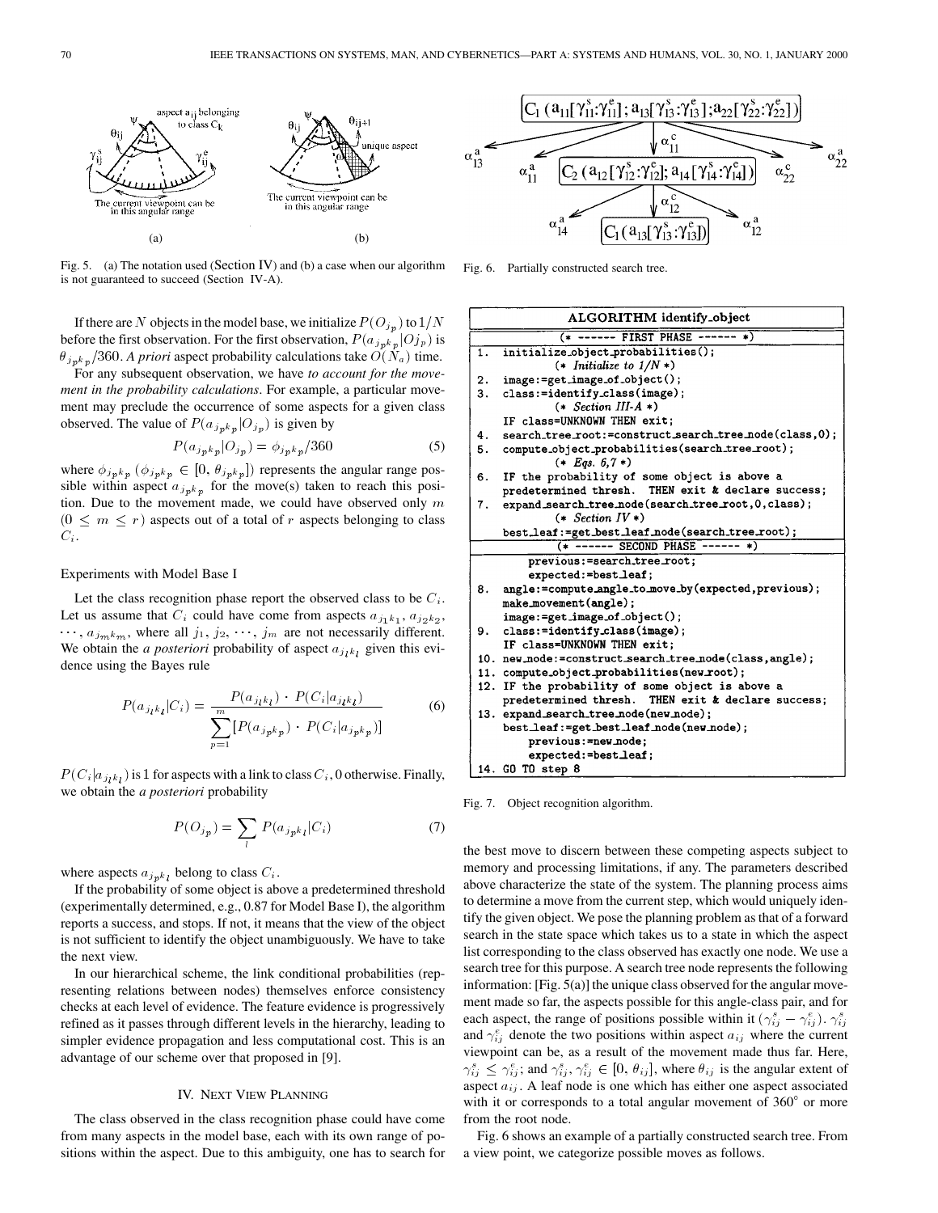Fig. 5. (a) The notation used (Section IV) and (b) a case when our algorithm is not guaranteed to succeed (Section IV-A).

Fig. 6. Partially constructed search tree.

If there are $N$ objects in the model base, we initialize $P(O_{j_p})$ to $1/N$ before the first observation. For the first observation, $P(a_{j_pk_p}|Oj_p)$ is $\theta_{j_pk_p}/360$. *A priori* aspect probability calculations take $O(N_a)$ time.

For any subsequent observation, we have *to account for the movement in the probability calculations*. For example, a particular movement may preclude the occurrence of some aspects for a given class observed. The value of $P(a_{j_pk_p}|O_{j_p})$ is given by

$$P(a_{j_pk_p}|O_{j_p}) = \phi_{j_pk_p}/360 \tag{5}$$

where $\phi_{j_pk_p}$ ($\phi_{j_pk_p} \in [0, \theta_{j_pk_p}]$) represents the angular range possible within aspect $a_{j_pk_p}$ for the move(s) taken to reach this position. Due to the movement made, we could have observed only $m$ ($0 \leq m \leq r$) aspects out of a total of $r$ aspects belonging to class $C_i$.

### Experiments with Model Base I

Let the class recognition phase report the observed class to be $C_i$. Let us assume that $C_i$ could have come from aspects $a_{j_1k_1}, a_{j_2k_2}, \cdots, a_{j_mk_m}$, where all $j_1, j_2, \cdots, j_m$ are not necessarily different. We obtain the *a posteriori* probability of aspect $a_{j_lk_l}$ given this evidence using the Bayes rule

$$P(a_{j_lk_l}|C_i) = \frac{P(a_{j_lk_l}) \cdot P(C_i|a_{j_lk_l})}{\sum_{p=1}^{m} [P(a_{j_pk_p}) \cdot P(C_i|a_{j_pk_p})]} \tag{6}$$

$P(C_i|a_{j_lk_l})$ is 1 for aspects with a link to class $C_i$, 0 otherwise. Finally, we obtain the *a posteriori* probability

$$P(O_{j_p}) = \sum_{l} P(a_{j_pk_l}|C_i) \tag{7}$$

where aspects $a_{j_pk_l}$ belong to class $C_i$.

If the probability of some object is above a predetermined threshold (experimentally determined, e.g., 0.87 for Model Base I), the algorithm reports a success, and stops. If not, it means that the view of the object is not sufficient to identify the object unambiguously. We have to take the next view.

In our hierarchical scheme, the link conditional probabilities (representing relations between nodes) themselves enforce consistency checks at each level of evidence. The feature evidence is progressively refined as it passes through different levels in the hierarchy, leading to simpler evidence propagation and less computational cost. This is an advantage of our scheme over that proposed in [9].

## IV. Next View Planning

The class observed in the class recognition phase could have come from many aspects in the model base, each with its own range of positions within the aspect. Due to this ambiguity, one has to search for the best move to discern between these competing aspects subject to memory and processing limitations, if any. The parameters described above characterize the state of the system. The planning process aims to determine a move from the current step, which would uniquely identify the given object. We pose the planning problem as that of a forward search in the state space which takes us to a state in which the aspect list corresponding to the class observed has exactly one node. We use a search tree for this purpose. A search tree node represents the following information: [Fig. 5(a)] the unique class observed for the angular movement made so far, the aspects possible for this angle-class pair, and for each aspect, the range of positions possible within it $(\gamma_{ij}^s - \gamma_{ij}^e)$. $\gamma_{ij}^s$ and $\gamma_{ij}^e$ denote the two positions within aspect $a_{ij}$ where the current viewpoint can be, as a result of the movement made thus far. Here, $\gamma_{ij}^s \leq \gamma_{ij}^e$; and $\gamma_{ij}^s, \gamma_{ij}^e \in [0, \theta_{ij}]$, where $\theta_{ij}$ is the angular extent of aspect $a_{ij}$. A leaf node is one which has either one aspect associated with it or corresponds to a total angular movement of 360° or more from the root node.

Fig. 6 shows an example of a partially constructed search tree. From a view point, we categorize possible moves as follows.

```
ALGORITHM identify_object
        (* ------ FIRST PHASE ------ *)
1.  initialize_object_probabilities();
        (* Initialize to 1/N *)
2.  image:=get_image_of_object();
3.  class:=identify_class(image);
        (* Section III-A *)
    IF class=UNKNOWN THEN exit;
4.  search_tree_root:=construct_search_tree_node(class,0);
5.  compute_object_probabilities(search_tree_root);
        (* Eqs. 6,7 *)
6.  IF the probability of some object is above a
    predetermined thresh.  THEN exit & declare success;
7.  expand_search_tree_node(search_tree_root,0,class);
        (* Section IV *)
    best_leaf:=get_best_leaf_node(search_tree_root);
        (* ------ SECOND PHASE ------ *)
        previous:=search_tree_root;
        expected:=best_leaf;
8.  angle:=compute_angle_to_move_by(expected,previous);
    make_movement(angle);
    image:=get_image_of_object();
9.  class:=identify_class(image);
    IF class=UNKNOWN THEN exit;
10. new_node:=construct_search_tree_node(class,angle);
11. compute_object_probabilities(new_root);
12. IF the probability of some object is above a
    predetermined thresh.  THEN exit & declare success;
13. expand_search_tree_node(new_node);
    best_leaf:=get_best_leaf_node(new_node);
        previous:=new_node;
        expected:=best_leaf;
14. GO TO step 8
```

Fig. 7. Object recognition algorithm.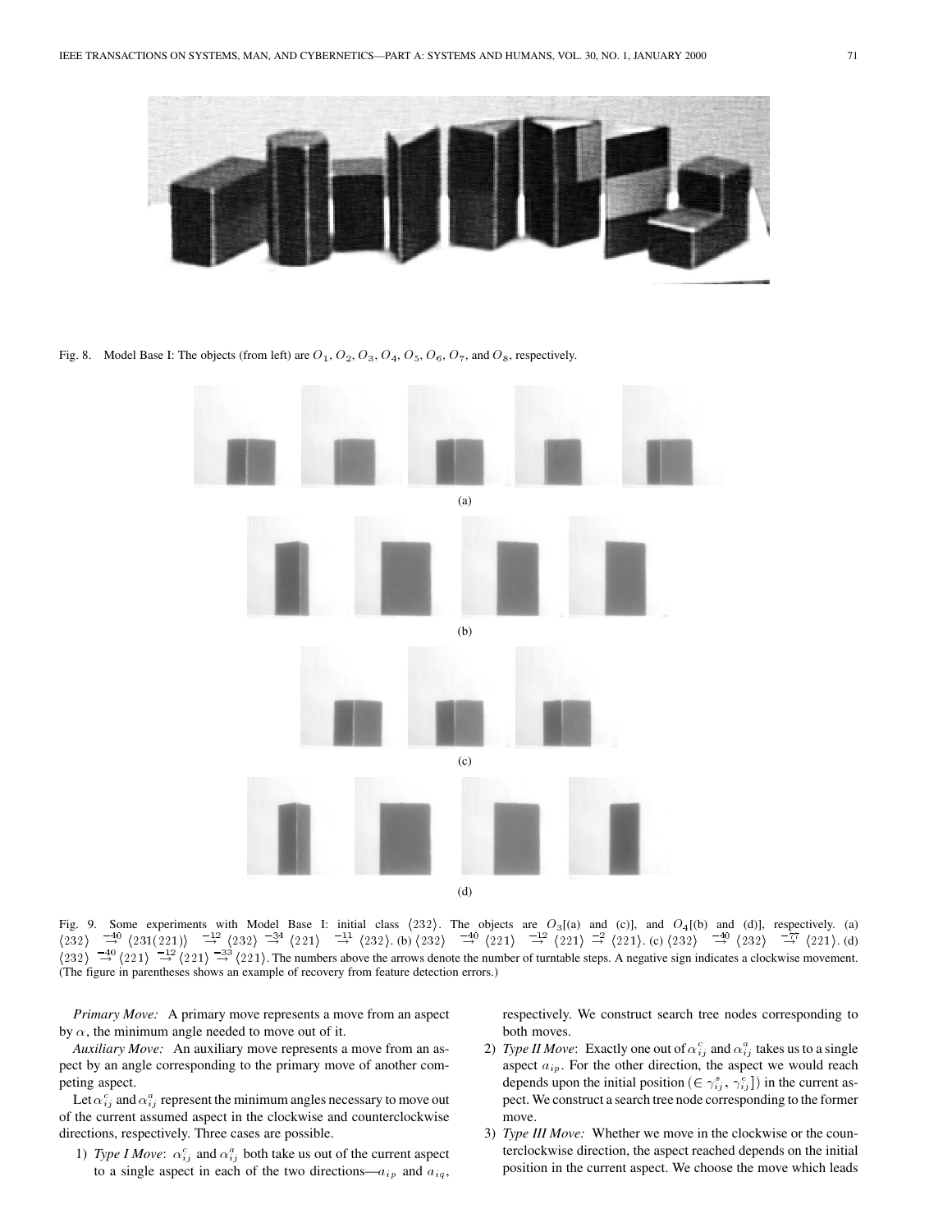Fig. 8. Model Base I: The objects (from left) are $O_1$, $O_2$, $O_3$, $O_4$, $O_5$, $O_6$, $O_7$, and $O_8$, respectively.

(a)

(b)

(c)

(d)

Fig. 9. Some experiments with Model Base I: initial class $\langle 232 \rangle$. The objects are $O_3$[(a) and (c)], and $O_4$[(b) and (d)], respectively. (a) $\langle 232 \rangle \overset{-40}{\rightarrow} \langle 231(221) \rangle \overset{-12}{\rightarrow} \langle 232 \rangle \overset{-34}{\rightarrow} \langle 221 \rangle \overset{-11}{\rightarrow} \langle 232 \rangle$. (b) $\langle 232 \rangle \overset{-40}{\rightarrow} \langle 221 \rangle \overset{-12}{\rightarrow} \langle 221 \rangle \overset{-2}{\rightarrow} \langle 221 \rangle$. (c) $\langle 232 \rangle \overset{-40}{\rightarrow} \langle 232 \rangle \overset{-77}{\rightarrow} \langle 221 \rangle$. (d) $\langle 232 \rangle \overset{-40}{\rightarrow} \langle 221 \rangle \overset{-12}{\rightarrow} \langle 221 \rangle \overset{-33}{\rightarrow} \langle 221 \rangle$. The numbers above the arrows denote the number of turntable steps. A negative sign indicates a clockwise movement. (The figure in parentheses shows an example of recovery from feature detection errors.)

*Primary Move:* A primary move represents a move from an aspect by $\alpha$, the minimum angle needed to move out of it.

*Auxiliary Move:* An auxiliary move represents a move from an aspect by an angle corresponding to the primary move of another competing aspect.

Let $\alpha_{ij}^c$ and $\alpha_{ij}^a$ represent the minimum angles necessary to move out of the current assumed aspect in the clockwise and counterclockwise directions, respectively. Three cases are possible.

1) *Type I Move*: $\alpha_{ij}^c$ and $\alpha_{ij}^a$ both take us out of the current aspect to a single aspect in each of the two directions—$a_{ip}$ and $a_{iq}$, respectively. We construct search tree nodes corresponding to both moves.
2) *Type II Move*: Exactly one out of $\alpha_{ij}^c$ and $\alpha_{ij}^a$ takes us to a single aspect $a_{ip}$. For the other direction, the aspect we would reach depends upon the initial position ($\in \gamma_{ij}^s, \gamma_{ij}^e]$) in the current aspect. We construct a search tree node corresponding to the former move.
3) *Type III Move:* Whether we move in the clockwise or the counterclockwise direction, the aspect reached depends on the initial position in the current aspect. We choose the move which leads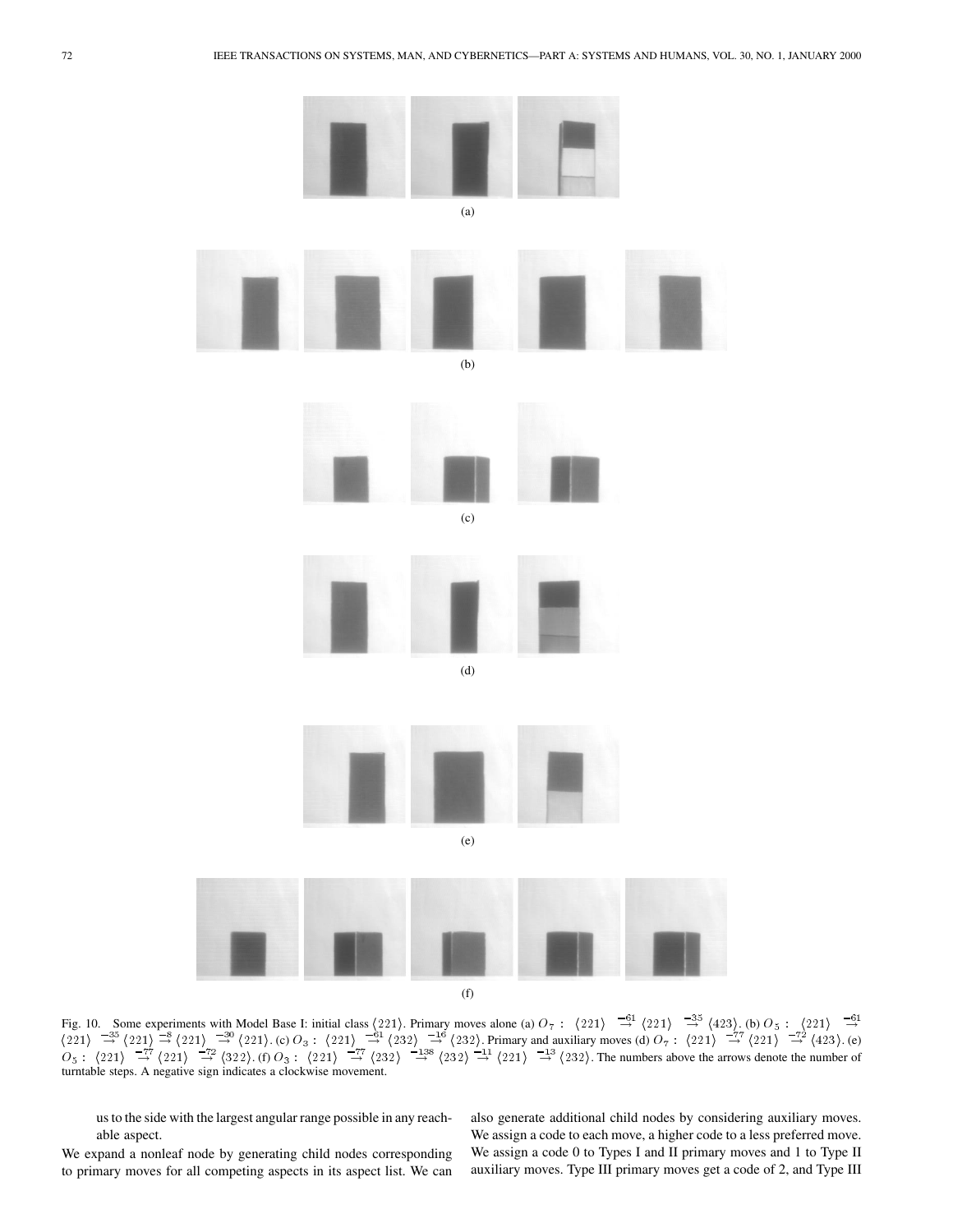(a)

(b)

(c)

(d)

(e)

(f)

Fig. 10. Some experiments with Model Base I: initial class $\langle 221 \rangle$. Primary moves alone (a) $O_7$ : $\langle 221 \rangle \overset{-61}{\rightarrow} \langle 221 \rangle \overset{-35}{\rightarrow} \langle 423 \rangle$. (b) $O_5$ : $\langle 221 \rangle \overset{-61}{\rightarrow} \langle 221 \rangle \overset{-35}{\rightarrow} \langle 221 \rangle \overset{-8}{\rightarrow} \langle 221 \rangle \overset{-30}{\rightarrow} \langle 221 \rangle$. (c) $O_3$ : $\langle 221 \rangle \overset{-61}{\rightarrow} \langle 232 \rangle \overset{-16}{\rightarrow} \langle 232 \rangle$. Primary and auxiliary moves (d) $O_7$ : $\langle 221 \rangle \overset{-77}{\rightarrow} \langle 221 \rangle \overset{-72}{\rightarrow} \langle 423 \rangle$. (e) $O_5$ : $\langle 221 \rangle \overset{-77}{\rightarrow} \langle 221 \rangle \overset{-72}{\rightarrow} \langle 322 \rangle$. (f) $O_3$ : $\langle 221 \rangle \overset{-77}{\rightarrow} \langle 232 \rangle \overset{-138}{\rightarrow} \langle 232 \rangle \overset{-11}{\rightarrow} \langle 221 \rangle \overset{-13}{\rightarrow} \langle 232 \rangle$. The numbers above the arrows denote the number of turntable steps. A negative sign indicates a clockwise movement.

us to the side with the largest angular range possible in any reachable aspect.

We expand a nonleaf node by generating child nodes corresponding to primary moves for all competing aspects in its aspect list. We can also generate additional child nodes by considering auxiliary moves. We assign a code to each move, a higher code to a less preferred move. We assign a code 0 to Types I and II primary moves and 1 to Type II auxiliary moves. Type III primary moves get a code of 2, and Type III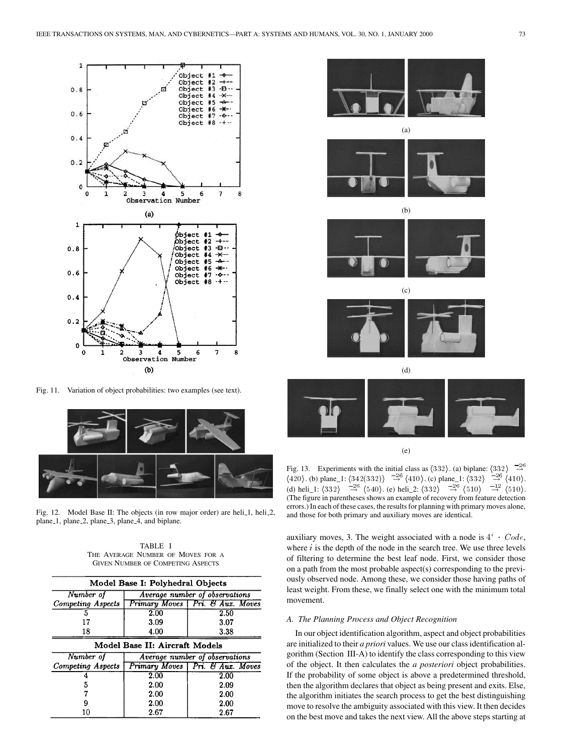Fig. 11. Variation of object probabilities: two examples (see text).

Fig. 12. Model Base II: The objects (in row major order) are heli_1, heli_2, plane_1, plane_2, plane_3, plane_4, and biplane.

TABLE I
THE AVERAGE NUMBER OF MOVES FOR A GIVEN NUMBER OF COMPETING ASPECTS

| Model Base I: Polyhedral Objects | | |
|---|---|---|
| *Number of Competing Aspects* | *Average number of observations* | |
| | *Primary Moves* | *Pri. & Aux. Moves* |
| 5 | 2.00 | 2.50 |
| 17 | 3.09 | 3.07 |
| 18 | 4.00 | 3.38 |

| Model Base II: Aircraft Models | | |
|---|---|---|
| *Number of Competing Aspects* | *Average number of observations* | |
| | *Primary Moves* | *Pri. & Aux. Moves* |
| 4 | 2.00 | 2.00 |
| 5 | 2.00 | 2.09 |
| 7 | 2.00 | 2.00 |
| 9 | 2.00 | 2.00 |
| 10 | 2.67 | 2.67 |

Fig. 13. Experiments with the initial class as $\langle 332 \rangle$. (a) biplane: $\langle 332 \rangle \overset{-26}{\rightarrow} \langle 420 \rangle$. (b) plane_1: $\langle 342(332) \rangle \overset{-26}{\rightarrow} \langle 410 \rangle$. (c) plane_1: $\langle 332 \rangle \overset{-26}{\rightarrow} \langle 410 \rangle$. (d) heli_1: $\langle 332 \rangle \overset{-26}{\rightarrow} \langle 540 \rangle$. (e) heli_2: $\langle 332 \rangle \overset{-26}{\rightarrow} \langle 510 \rangle \overset{-12}{\rightarrow} \langle 510 \rangle$. (The figure in parentheses shows an example of recovery from feature detection errors.) In each of these cases, the results for planning with primary moves alone, and those for both primary and auxiliary moves are identical.

auxiliary moves, 3. The weight associated with a node is $4^i \cdot Code$, where $i$ is the depth of the node in the search tree. We use three levels of filtering to determine the best leaf node. First, we consider those on a path from the most probable aspect(s) corresponding to the previously observed node. Among these, we consider those having paths of least weight. From these, we finally select one with the minimum total movement.

### A. The Planning Process and Object Recognition

In our object identification algorithm, aspect and object probabilities are initialized to their *a priori* values. We use our class identification algorithm (Section III-A) to identify the class corresponding to this view of the object. It then calculates the *a posteriori* object probabilities. If the probability of some object is above a predetermined threshold, then the algorithm declares that object as being present and exits. Else, the algorithm initiates the search process to get the best distinguishing move to resolve the ambiguity associated with this view. It then decides on the best move and takes the next view. All the above steps starting at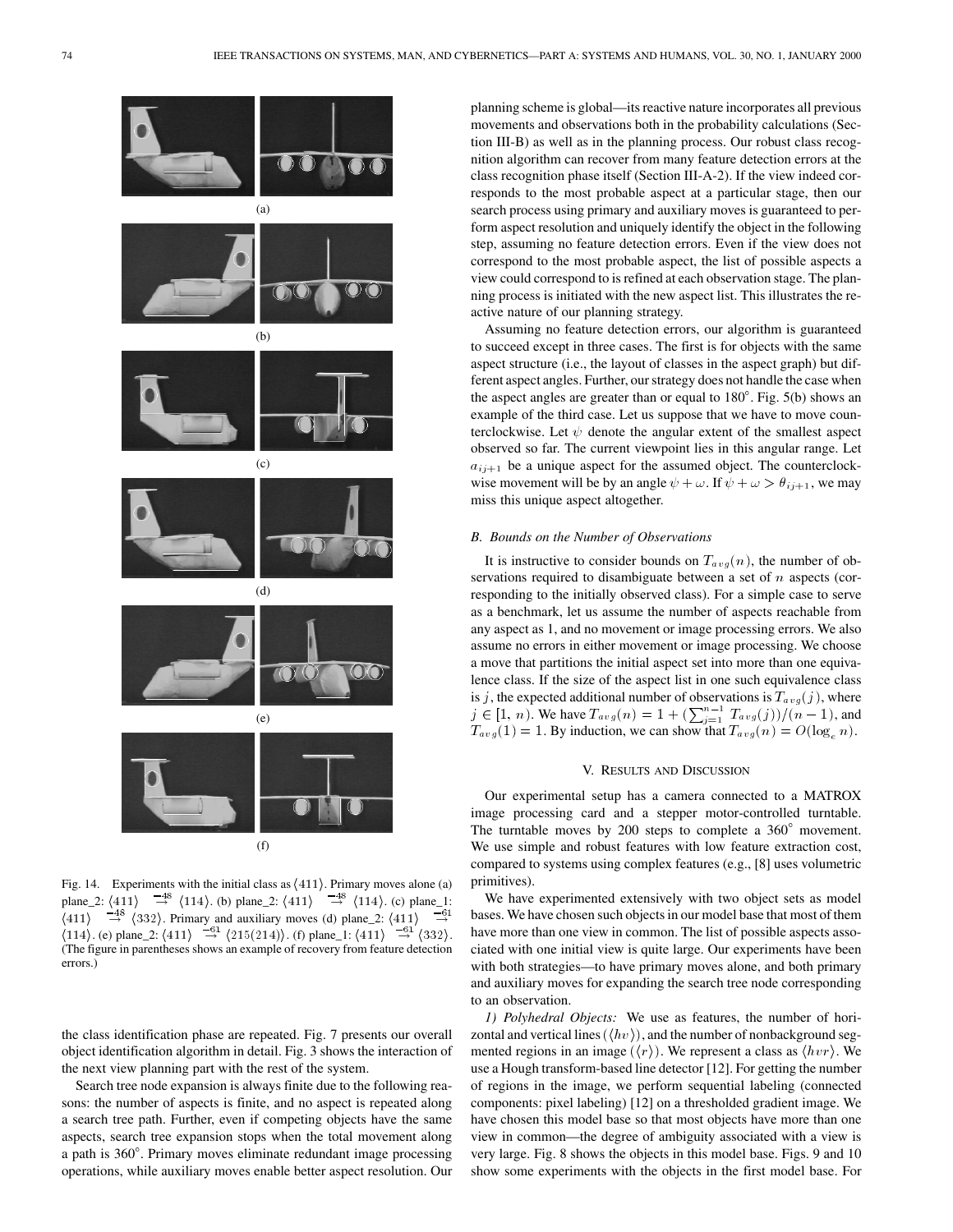(a)

(b)

(c)

(d)

(e)

(f)

Fig. 14. Experiments with the initial class as $\langle 411 \rangle$. Primary moves alone (a) plane_2: $\langle 411 \rangle \stackrel{-48}{\rightarrow} \langle 114 \rangle$. (b) plane_2: $\langle 411 \rangle \stackrel{-48}{\rightarrow} \langle 114 \rangle$. (c) plane_1: $\langle 411 \rangle \stackrel{-48}{\rightarrow} \langle 332 \rangle$. Primary and auxiliary moves (d) plane_2: $\langle 411 \rangle \stackrel{-61}{\rightarrow} \langle 114 \rangle$. (e) plane_2: $\langle 411 \rangle \stackrel{-61}{\rightarrow} \langle 215(214) \rangle$. (f) plane_1: $\langle 411 \rangle \stackrel{-61}{\rightarrow} \langle 332 \rangle$. (The figure in parentheses shows an example of recovery from feature detection errors.)

the class identification phase are repeated. Fig. 7 presents our overall object identification algorithm in detail. Fig. 3 shows the interaction of the next view planning part with the rest of the system.

Search tree node expansion is always finite due to the following reasons: the number of aspects is finite, and no aspect is repeated along a search tree path. Further, even if competing objects have the same aspects, search tree expansion stops when the total movement along a path is 360°. Primary moves eliminate redundant image processing operations, while auxiliary moves enable better aspect resolution. Our planning scheme is global—its reactive nature incorporates all previous movements and observations both in the probability calculations (Section III-B) as well as in the planning process. Our robust class recognition algorithm can recover from many feature detection errors at the class recognition phase itself (Section III-A-2). If the view indeed corresponds to the most probable aspect at a particular stage, then our search process using primary and auxiliary moves is guaranteed to perform aspect resolution and uniquely identify the object in the following step, assuming no feature detection errors. Even if the view does not correspond to the most probable aspect, the list of possible aspects a view could correspond to is refined at each observation stage. The planning process is initiated with the new aspect list. This illustrates the reactive nature of our planning strategy.

Assuming no feature detection errors, our algorithm is guaranteed to succeed except in three cases. The first is for objects with the same aspect structure (i.e., the layout of classes in the aspect graph) but different aspect angles. Further, our strategy does not handle the case when the aspect angles are greater than or equal to 180°. Fig. 5(b) shows an example of the third case. Let us suppose that we have to move counterclockwise. Let $\psi$ denote the angular extent of the smallest aspect observed so far. The current viewpoint lies in this angular range. Let $a_{ij+1}$ be a unique aspect for the assumed object. The counterclockwise movement will be by an angle $\psi + \omega$. If $\psi + \omega > \theta_{ij+1}$, we may miss this unique aspect altogether.

### B. Bounds on the Number of Observations

It is instructive to consider bounds on $T_{avg}(n)$, the number of observations required to disambiguate between a set of $n$ aspects (corresponding to the initially observed class). For a simple case to serve as a benchmark, let us assume the number of aspects reachable from any aspect as 1, and no movement or image processing errors. We also assume no errors in either movement or image processing. We choose a move that partitions the initial aspect set into more than one equivalence class. If the size of the aspect list in one such equivalence class is $j$, the expected additional number of observations is $T_{avg}(j)$, where $j \in [1, n)$. We have $T_{avg}(n) = 1 + (\sum_{j=1}^{n-1} T_{avg}(j))/(n-1)$, and $T_{avg}(1) = 1$. By induction, we can show that $T_{avg}(n) = O(\log_e n)$.

## V. Results and Discussion

Our experimental setup has a camera connected to a MATROX image processing card and a stepper motor-controlled turntable. The turntable moves by 200 steps to complete a 360° movement. We use simple and robust features with low feature extraction cost, compared to systems using complex features (e.g., [8] uses volumetric primitives).

We have experimented extensively with two object sets as model bases. We have chosen such objects in our model base that most of them have more than one view in common. The list of possible aspects associated with one initial view is quite large. Our experiments have been with both strategies—to have primary moves alone, and both primary and auxiliary moves for expanding the search tree node corresponding to an observation.

*1) Polyhedral Objects:* We use as features, the number of horizontal and vertical lines ($\langle hv \rangle$), and the number of nonbackground segmented regions in an image ($\langle r \rangle$). We represent a class as $\langle hvr \rangle$. We use a Hough transform-based line detector [12]. For getting the number of regions in the image, we perform sequential labeling (connected components: pixel labeling) [12] on a thresholded gradient image. We have chosen this model base so that most objects have more than one view in common—the degree of ambiguity associated with a view is very large. Fig. 8 shows the objects in this model base. Figs. 9 and 10 show some experiments with the objects in the first model base. For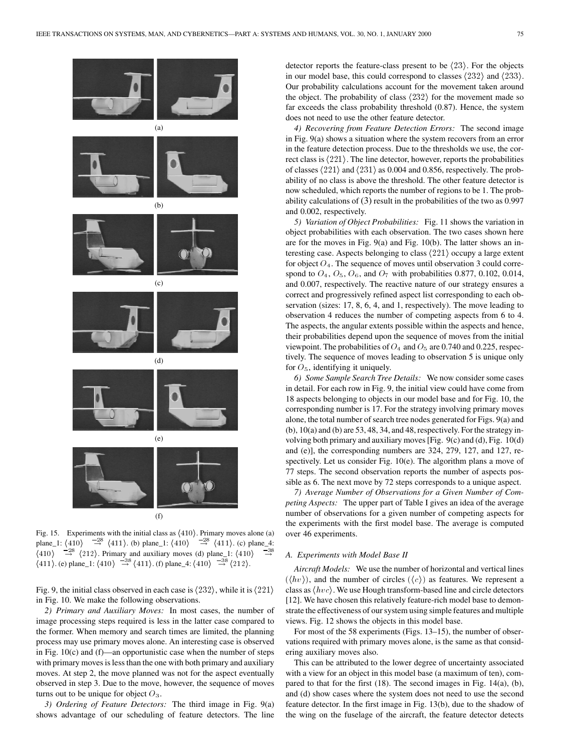Fig. 15. Experiments with the initial class as $\langle 410\rangle$. Primary moves alone (a) plane_1: $\langle 410\rangle \overset{-28}{\rightarrow} \langle 411\rangle$. (b) plane_1: $\langle 410\rangle \overset{-28}{\rightarrow} \langle 411\rangle$. (c) plane_4: $\langle 410\rangle \overset{-28}{\rightarrow} \langle 212\rangle$. Primary and auxiliary moves (d) plane_1: $\langle 410\rangle \overset{-38}{\rightarrow} \langle 411\rangle$. (e) plane_1: $\langle 410\rangle \overset{-38}{\rightarrow} \langle 411\rangle$. (f) plane_4: $\langle 410\rangle \overset{-38}{\rightarrow} \langle 212\rangle$.

Fig. 9, the initial class observed in each case is $\langle 232\rangle$, while it is $\langle 221\rangle$ in Fig. 10. We make the following observations.

*2) Primary and Auxiliary Moves:* In most cases, the number of image processing steps required is less in the latter case compared to the former. When memory and search times are limited, the planning process may use primary moves alone. An interesting case is observed in Fig. 10(c) and (f)—an opportunistic case when the number of steps with primary moves is less than the one with both primary and auxiliary moves. At step 2, the move planned was not for the aspect eventually observed in step 3. Due to the move, however, the sequence of moves turns out to be unique for object $O_3$.

*3) Ordering of Feature Detectors:* The third image in Fig. 9(a) shows advantage of our scheduling of feature detectors. The line detector reports the feature-class present to be $\langle 23\rangle$. For the objects in our model base, this could correspond to classes $\langle 232\rangle$ and $\langle 233\rangle$. Our probability calculations account for the movement taken around the object. The probability of class $\langle 232\rangle$ for the movement made so far exceeds the class probability threshold (0.87). Hence, the system does not need to use the other feature detector.

*4) Recovering from Feature Detection Errors:* The second image in Fig. 9(a) shows a situation where the system recovers from an error in the feature detection process. Due to the thresholds we use, the correct class is $\langle 221\rangle$. The line detector, however, reports the probabilities of classes $\langle 221\rangle$ and $\langle 231\rangle$ as 0.004 and 0.856, respectively. The probability of no class is above the threshold. The other feature detector is now scheduled, which reports the number of regions to be 1. The probability calculations of (3) result in the probabilities of the two as 0.997 and 0.002, respectively.

*5) Variation of Object Probabilities:* Fig. 11 shows the variation in object probabilities with each observation. The two cases shown here are for the moves in Fig. 9(a) and Fig. 10(b). The latter shows an interesting case. Aspects belonging to class $\langle 221\rangle$ occupy a large extent for object $O_4$. The sequence of moves until observation 3 could correspond to $O_4$, $O_5$, $O_6$, and $O_7$ with probabilities 0.877, 0.102, 0.014, and 0.007, respectively. The reactive nature of our strategy ensures a correct and progressively refined aspect list corresponding to each observation (sizes: 17, 8, 6, 4, and 1, respectively). The move leading to observation 4 reduces the number of competing aspects from 6 to 4. The aspects, the angular extents possible within the aspects and hence, their probabilities depend upon the sequence of moves from the initial viewpoint. The probabilities of $O_4$ and $O_5$ are 0.740 and 0.225, respectively. The sequence of moves leading to observation 5 is unique only for $O_5$, identifying it uniquely.

*6) Some Sample Search Tree Details:* We now consider some cases in detail. For each row in Fig. 9, the initial view could have come from 18 aspects belonging to objects in our model base and for Fig. 10, the corresponding number is 17. For the strategy involving primary moves alone, the total number of search tree nodes generated for Figs. 9(a) and (b), 10(a) and (b) are 53, 48, 34, and 48, respectively. For the strategy involving both primary and auxiliary moves [Fig. 9(c) and (d), Fig. 10(d) and (e)], the corresponding numbers are 324, 279, 127, and 127, respectively. Let us consider Fig. 10(e). The algorithm plans a move of 77 steps. The second observation reports the number of aspects possible as 6. The next move by 72 steps corresponds to a unique aspect.

*7) Average Number of Observations for a Given Number of Competing Aspects:* The upper part of Table I gives an idea of the average number of observations for a given number of competing aspects for the experiments with the first model base. The average is computed over 46 experiments.

### A. Experiments with Model Base II

*Aircraft Models:* We use the number of horizontal and vertical lines ($\langle hv\rangle$), and the number of circles ($\langle c\rangle$) as features. We represent a class as $\langle hvc\rangle$. We use Hough transform-based line and circle detectors [12]. We have chosen this relatively feature-rich model base to demonstrate the effectiveness of our system using simple features and multiple views. Fig. 12 shows the objects in this model base.

For most of the 58 experiments (Figs. 13–15), the number of observations required with primary moves alone, is the same as that considering auxiliary moves also.

This can be attributed to the lower degree of uncertainty associated with a view for an object in this model base (a maximum of ten), compared to that for the first (18). The second images in Fig. 14(a), (b), and (d) show cases where the system does not need to use the second feature detector. In the first image in Fig. 13(b), due to the shadow of the wing on the fuselage of the aircraft, the feature detector detects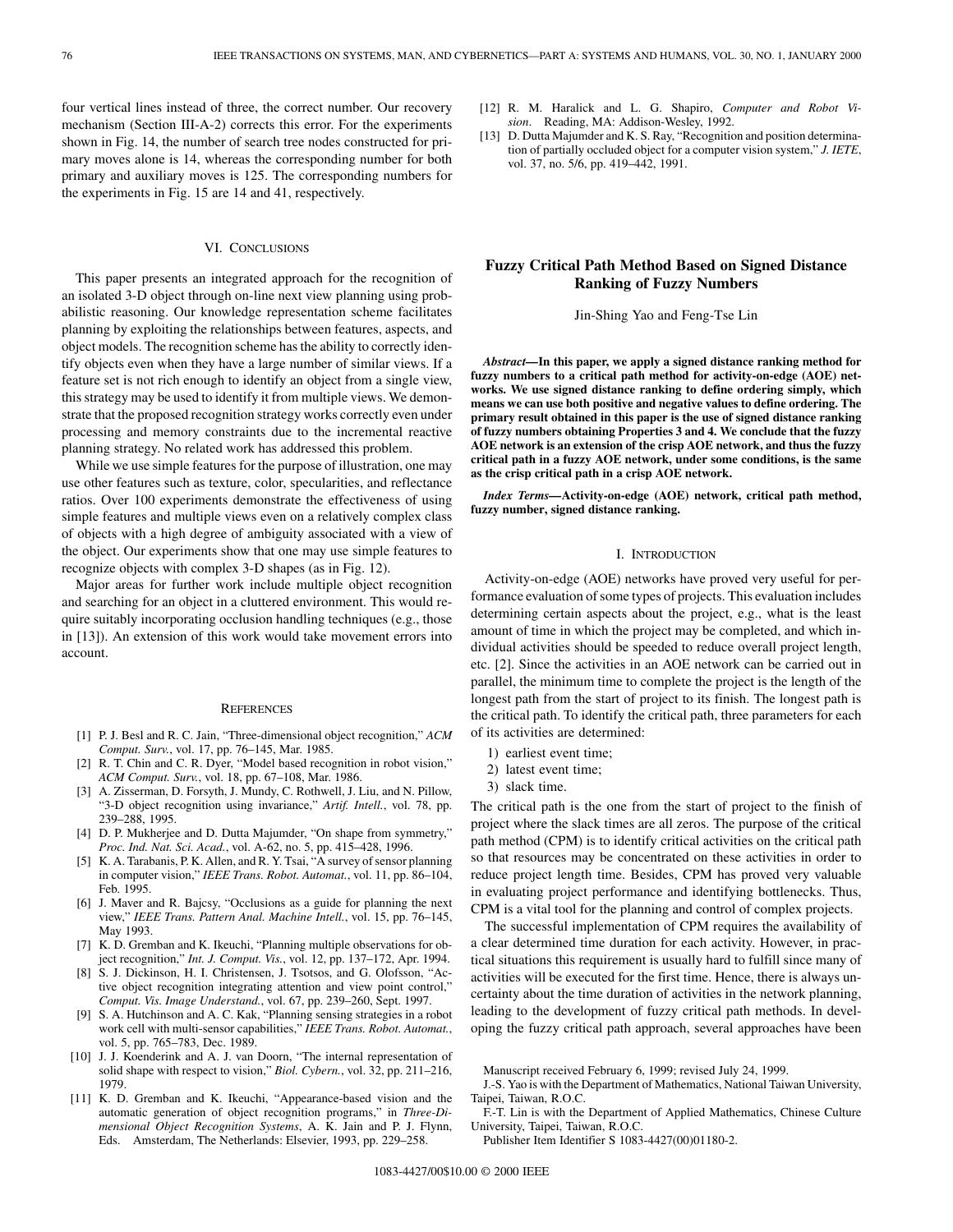four vertical lines instead of three, the correct number. Our recovery mechanism (Section III-A-2) corrects this error. For the experiments shown in Fig. 14, the number of search tree nodes constructed for primary moves alone is 14, whereas the corresponding number for both primary and auxiliary moves is 125. The corresponding numbers for the experiments in Fig. 15 are 14 and 41, respectively.

## VI. Conclusions

This paper presents an integrated approach for the recognition of an isolated 3-D object through on-line next view planning using probabilistic reasoning. Our knowledge representation scheme facilitates planning by exploiting the relationships between features, aspects, and object models. The recognition scheme has the ability to correctly identify objects even when they have a large number of similar views. If a feature set is not rich enough to identify an object from a single view, this strategy may be used to identify it from multiple views. We demonstrate that the proposed recognition strategy works correctly even under processing and memory constraints due to the incremental reactive planning strategy. No related work has addressed this problem.

While we use simple features for the purpose of illustration, one may use other features such as texture, color, specularities, and reflectance ratios. Over 100 experiments demonstrate the effectiveness of using simple features and multiple views even on a relatively complex class of objects with a high degree of ambiguity associated with a view of the object. Our experiments show that one may use simple features to recognize objects with complex 3-D shapes (as in Fig. 12).

Major areas for further work include multiple object recognition and searching for an object in a cluttered environment. This would require suitably incorporating occlusion handling techniques (e.g., those in [13]). An extension of this work would take movement errors into account.

## References

[1] P. J. Besl and R. C. Jain, "Three-dimensional object recognition," *ACM Comput. Surv.*, vol. 17, pp. 76–145, Mar. 1985.

[2] R. T. Chin and C. R. Dyer, "Model based recognition in robot vision," *ACM Comput. Surv.*, vol. 18, pp. 67–108, Mar. 1986.

[3] A. Zisserman, D. Forsyth, J. Mundy, C. Rothwell, J. Liu, and N. Pillow, "3-D object recognition using invariance," *Artif. Intell.*, vol. 78, pp. 239–288, 1995.

[4] D. P. Mukherjee and D. Dutta Majumder, "On shape from symmetry," *Proc. Ind. Nat. Sci. Acad.*, vol. A-62, no. 5, pp. 415–428, 1996.

[5] K. A. Tarabanis, P. K. Allen, and R. Y. Tsai, "A survey of sensor planning in computer vision," *IEEE Trans. Robot. Automat.*, vol. 11, pp. 86–104, Feb. 1995.

[6] J. Maver and R. Bajcsy, "Occlusions as a guide for planning the next view," *IEEE Trans. Pattern Anal. Machine Intell.*, vol. 15, pp. 76–145, May 1993.

[7] K. D. Gremban and K. Ikeuchi, "Planning multiple observations for object recognition," *Int. J. Comput. Vis.*, vol. 12, pp. 137–172, Apr. 1994.

[8] S. J. Dickinson, H. I. Christensen, J. Tsotsos, and G. Olofsson, "Active object recognition integrating attention and view point control," *Comput. Vis. Image Understand.*, vol. 67, pp. 239–260, Sept. 1997.

[9] S. A. Hutchinson and A. C. Kak, "Planning sensing strategies in a robot work cell with multi-sensor capabilities," *IEEE Trans. Robot. Automat.*, vol. 5, pp. 765–783, Dec. 1989.

[10] J. J. Koenderink and A. J. van Doorn, "The internal representation of solid shape with respect to vision," *Biol. Cybern.*, vol. 32, pp. 211–216, 1979.

[11] K. D. Gremban and K. Ikeuchi, "Appearance-based vision and the automatic generation of object recognition programs," in *Three-Dimensional Object Recognition Systems*, A. K. Jain and P. J. Flynn, Eds. Amsterdam, The Netherlands: Elsevier, 1993, pp. 229–258.

[12] R. M. Haralick and L. G. Shapiro, *Computer and Robot Vision*. Reading, MA: Addison-Wesley, 1992.

[13] D. Dutta Majumder and K. S. Ray, "Recognition and position determination of partially occluded object for a computer vision system," *J. IETE*, vol. 37, no. 5/6, pp. 419–442, 1991.

# Fuzzy Critical Path Method Based on Signed Distance Ranking of Fuzzy Numbers

Jin-Shing Yao and Feng-Tse Lin

***Abstract*—In this paper, we apply a signed distance ranking method for fuzzy numbers to a critical path method for activity-on-edge (AOE) networks. We use signed distance ranking to define ordering simply, which means we can use both positive and negative values to define ordering. The primary result obtained in this paper is the use of signed distance ranking of fuzzy numbers obtaining Properties 3 and 4. We conclude that the fuzzy AOE network is an extension of the crisp AOE network, and thus the fuzzy critical path in a fuzzy AOE network, under some conditions, is the same as the crisp critical path in a crisp AOE network.**

***Index Terms*—Activity-on-edge (AOE) network, critical path method, fuzzy number, signed distance ranking.**

## I. Introduction

Activity-on-edge (AOE) networks have proved very useful for performance evaluation of some types of projects. This evaluation includes determining certain aspects about the project, e.g., what is the least amount of time in which the project may be completed, and which individual activities should be speeded to reduce overall project length, etc. [2]. Since the activities in an AOE network can be carried out in parallel, the minimum time to complete the project is the length of the longest path from the start of project to its finish. The longest path is the critical path. To identify the critical path, three parameters for each of its activities are determined:

1) earliest event time;
2) latest event time;
3) slack time.

The critical path is the one from the start of project to the finish of project where the slack times are all zeros. The purpose of the critical path method (CPM) is to identify critical activities on the critical path so that resources may be concentrated on these activities in order to reduce project length time. Besides, CPM has proved very valuable in evaluating project performance and identifying bottlenecks. Thus, CPM is a vital tool for the planning and control of complex projects.

The successful implementation of CPM requires the availability of a clear determined time duration for each activity. However, in practical situations this requirement is usually hard to fulfill since many of activities will be executed for the first time. Hence, there is always uncertainty about the time duration of activities in the network planning, leading to the development of fuzzy critical path methods. In developing the fuzzy critical path approach, several approaches have been

Manuscript received February 6, 1999; revised July 24, 1999.

J.-S. Yao is with the Department of Mathematics, National Taiwan University, Taipei, Taiwan, R.O.C.

F.-T. Lin is with the Department of Applied Mathematics, Chinese Culture University, Taipei, Taiwan, R.O.C.

Publisher Item Identifier S 1083-4427(00)01180-2.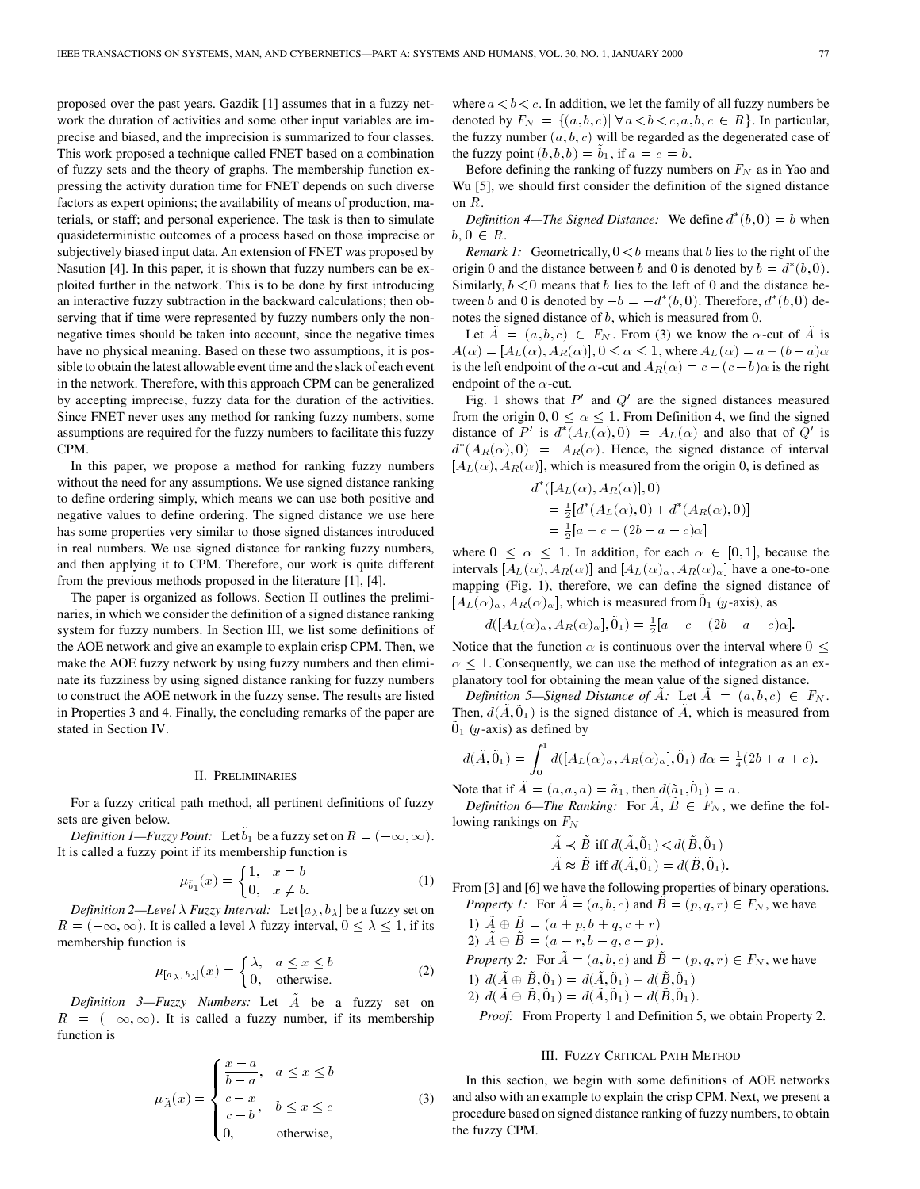proposed over the past years. Gazdik [1] assumes that in a fuzzy network the duration of activities and some other input variables are imprecise and biased, and the imprecision is summarized to four classes. This work proposed a technique called FNET based on a combination of fuzzy sets and the theory of graphs. The membership function expressing the activity duration time for FNET depends on such diverse factors as expert opinions; the availability of means of production, materials, or staff; and personal experience. The task is then to simulate quasideterministic outcomes of a process based on those imprecise or subjectively biased input data. An extension of FNET was proposed by Nasution [4]. In this paper, it is shown that fuzzy numbers can be exploited further in the network. This is to be done by first introducing an interactive fuzzy subtraction in the backward calculations; then observing that if time were represented by fuzzy numbers only the nonnegative times should be taken into account, since the negative times have no physical meaning. Based on these two assumptions, it is possible to obtain the latest allowable event time and the slack of each event in the network. Therefore, with this approach CPM can be generalized by accepting imprecise, fuzzy data for the duration of the activities. Since FNET never uses any method for ranking fuzzy numbers, some assumptions are required for the fuzzy numbers to facilitate this fuzzy CPM.

In this paper, we propose a method for ranking fuzzy numbers without the need for any assumptions. We use signed distance ranking to define ordering simply, which means we can use both positive and negative values to define ordering. The signed distance we use here has some properties very similar to those signed distances introduced in real numbers. We use signed distance for ranking fuzzy numbers, and then applying it to CPM. Therefore, our work is quite different from the previous methods proposed in the literature [1], [4].

The paper is organized as follows. Section II outlines the preliminaries, in which we consider the definition of a signed distance ranking system for fuzzy numbers. In Section III, we list some definitions of the AOE network and give an example to explain crisp CPM. Then, we make the AOE fuzzy network by using fuzzy numbers and then eliminate its fuzziness by using signed distance ranking for fuzzy numbers to construct the AOE network in the fuzzy sense. The results are listed in Properties 3 and 4. Finally, the concluding remarks of the paper are stated in Section IV.

## II. Preliminaries

For a fuzzy critical path method, all pertinent definitions of fuzzy sets are given below.

*Definition 1—Fuzzy Point:* Let $\tilde{b}_1$ be a fuzzy set on $R = (-\infty, \infty)$. It is called a fuzzy point if its membership function is

$$\mu_{\tilde{b}_1}(x) = \begin{cases} 1, & x = b \\ 0, & x \neq b. \end{cases} \tag{1}$$

*Definition 2—Level $\lambda$ Fuzzy Interval:* Let $[a_\lambda, b_\lambda]$ be a fuzzy set on $R = (-\infty, \infty)$. It is called a level $\lambda$ fuzzy interval, $0 \le \lambda \le 1$, if its membership function is

$$\mu_{[a_\lambda, b_\lambda]}(x) = \begin{cases} \lambda, & a \le x \le b \\ 0, & \text{otherwise.} \end{cases} \tag{2}$$

*Definition 3—Fuzzy Numbers:* Let $\tilde{A}$ be a fuzzy set on $R = (-\infty, \infty)$. It is called a fuzzy number, if its membership function is

$$\mu_{\tilde{A}}(x) = \begin{cases} \dfrac{x-a}{b-a}, & a \le x \le b \\ \dfrac{c-x}{c-b}, & b \le x \le c \\ 0, & \text{otherwise,} \end{cases} \tag{3}$$

where $a < b < c$. In addition, we let the family of all fuzzy numbers be denoted by $F_N = \{(a, b, c) \mid \forall a < b < c, a, b, c \in R\}$. In particular, the fuzzy number $(a, b, c)$ will be regarded as the degenerated case of the fuzzy point $(b, b, b) = \tilde{b}_1$, if $a = c = b$.

Before defining the ranking of fuzzy numbers on $F_N$ as in Yao and Wu [5], we should first consider the definition of the signed distance on $R$.

*Definition 4—The Signed Distance:* We define $d^*(b, 0) = b$ when $b, 0 \in R$.

*Remark 1:* Geometrically, $0 < b$ means that $b$ lies to the right of the origin 0 and the distance between $b$ and 0 is denoted by $b = d^*(b, 0)$. Similarly, $b < 0$ means that $b$ lies to the left of 0 and the distance between $b$ and 0 is denoted by $-b = -d^*(b, 0)$. Therefore, $d^*(b, 0)$ denotes the signed distance of $b$, which is measured from 0.

Let $\tilde{A} = (a, b, c) \in F_N$. From (3) we know the $\alpha$-cut of $\tilde{A}$ is $A(\alpha) = [A_L(\alpha), A_R(\alpha)], 0 \le \alpha \le 1$, where $A_L(\alpha) = a + (b-a)\alpha$ is the left endpoint of the $\alpha$-cut and $A_R(\alpha) = c - (c-b)\alpha$ is the right endpoint of the $\alpha$-cut.

Fig. 1 shows that $P'$ and $Q'$ are the signed distances measured from the origin $0, 0 \le \alpha \le 1$. From Definition 4, we find the signed distance of $P'$ is $d^*(A_L(\alpha), 0) = A_L(\alpha)$ and also that of $Q'$ is $d^*(A_R(\alpha), 0) = A_R(\alpha)$. Hence, the signed distance of interval $[A_L(\alpha), A_R(\alpha)]$, which is measured from the origin 0, is defined as

$$\begin{aligned} d^*([A_L(\alpha), A_R(\alpha)], 0) &= \tfrac{1}{2}[d^*(A_L(\alpha), 0) + d^*(A_R(\alpha), 0)] \\ &= \tfrac{1}{2}[a + c + (2b - a - c)\alpha] \end{aligned}$$

where $0 \le \alpha \le 1$. In addition, for each $\alpha \in [0, 1]$, because the intervals $[A_L(\alpha), A_R(\alpha)]$ and $[A_L(\alpha)_\alpha, A_R(\alpha)_\alpha]$ have a one-to-one mapping (Fig. 1), therefore, we can define the signed distance of $[A_L(\alpha)_\alpha, A_R(\alpha)_\alpha]$, which is measured from $\tilde{0}_1$ ($y$-axis), as

$$d([A_L(\alpha)_\alpha, A_R(\alpha)_\alpha], \tilde{0}_1) = \tfrac{1}{2}[a + c + (2b - a - c)\alpha].$$

Notice that the function $\alpha$ is continuous over the interval where $0 \le \alpha \le 1$. Consequently, we can use the method of integration as an explanatory tool for obtaining the mean value of the signed distance.

*Definition 5—Signed Distance of $\tilde{A}$:* Let $\tilde{A} = (a, b, c) \in F_N$. Then, $d(\tilde{A}, \tilde{0}_1)$ is the signed distance of $\tilde{A}$, which is measured from $\tilde{0}_1$ ($y$-axis) as defined by

$$d(\tilde{A}, \tilde{0}_1) = \int_0^1 d([A_L(\alpha)_\alpha, A_R(\alpha)_\alpha], \tilde{0}_1)\, d\alpha = \tfrac{1}{4}(2b + a + c).$$

Note that if $\tilde{A} = (a, a, a) = \tilde{a}_1$, then $d(\tilde{a}_1, \tilde{0}_1) = a$.

*Definition 6—The Ranking:* For $\tilde{A}, \tilde{B} \in F_N$, we define the following rankings on $F_N$

$$\begin{aligned} \tilde{A} \prec \tilde{B} &\text{ iff } d(\tilde{A}, \tilde{0}_1) < d(\tilde{B}, \tilde{0}_1) \\ \tilde{A} \approx \tilde{B} &\text{ iff } d(\tilde{A}, \tilde{0}_1) = d(\tilde{B}, \tilde{0}_1). \end{aligned}$$

From [3] and [6] we have the following properties of binary operations.

*Property 1:* For $\tilde{A} = (a, b, c)$ and $\tilde{B} = (p, q, r) \in F_N$, we have

1) $\tilde{A} \oplus \tilde{B} = (a + p, b + q, c + r)$
2) $\tilde{A} \ominus \tilde{B} = (a - r, b - q, c - p)$.

*Property 2:* For $\tilde{A} = (a, b, c)$ and $\tilde{B} = (p, q, r) \in F_N$, we have

1) $d(\tilde{A} \oplus \tilde{B}, \tilde{0}_1) = d(\tilde{A}, \tilde{0}_1) + d(\tilde{B}, \tilde{0}_1)$
2) $d(\tilde{A} \ominus \tilde{B}, \tilde{0}_1) = d(\tilde{A}, \tilde{0}_1) - d(\tilde{B}, \tilde{0}_1)$.

*Proof:* From Property 1 and Definition 5, we obtain Property 2.

## III. Fuzzy Critical Path Method

In this section, we begin with some definitions of AOE networks and also with an example to explain the crisp CPM. Next, we present a procedure based on signed distance ranking of fuzzy numbers, to obtain the fuzzy CPM.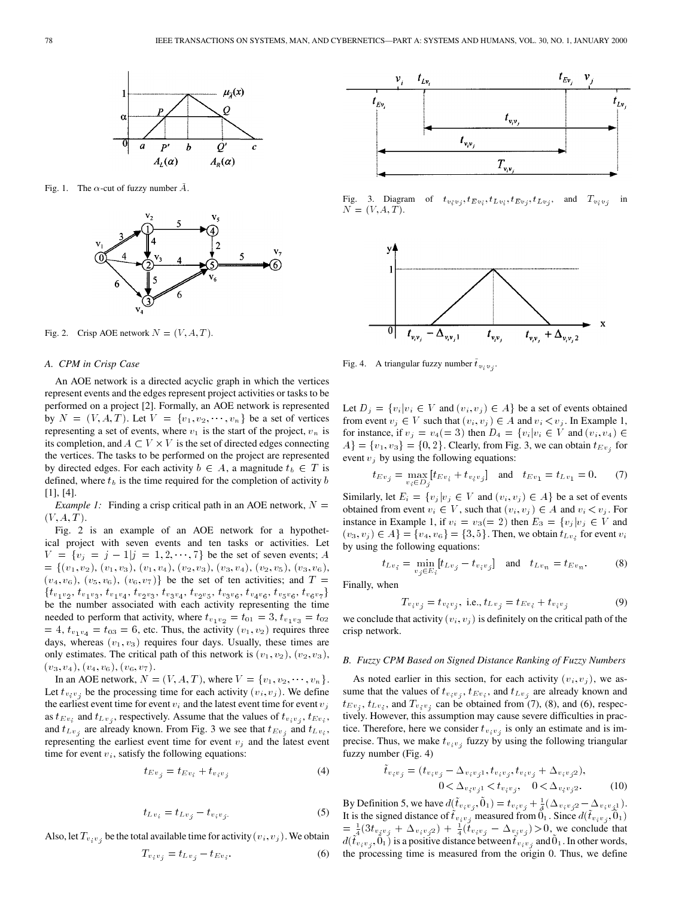Fig. 1. The $\alpha$-cut of fuzzy number $\tilde{A}$.

Fig. 2. Crisp AOE network $N = (V, A, T)$.

### A. CPM in Crisp Case

An AOE network is a directed acyclic graph in which the vertices represent events and the edges represent project activities or tasks to be performed on a project [2]. Formally, an AOE network is represented by $N = (V, A, T)$. Let $V = \{v_1, v_2, \cdots, v_n\}$ be a set of vertices representing a set of events, where $v_1$ is the start of the project, $v_n$ is its completion, and $A \subset V \times V$ is the set of directed edges connecting the vertices. The tasks to be performed on the project are represented by directed edges. For each activity $b \in A$, a magnitude $t_b \in T$ is defined, where $t_b$ is the time required for the completion of activity $b$ [1], [4].

*Example 1:* Finding a crisp critical path in an AOE network, $N = (V, A, T)$.

Fig. 2 is an example of an AOE network for a hypothetical project with seven events and ten tasks or activities. Let $V = \{v_j = j - 1 | j = 1, 2, \cdots, 7\}$ be the set of seven events; $A = \{(v_1, v_2), (v_1, v_3), (v_1, v_4), (v_2, v_3), (v_3, v_4), (v_2, v_5), (v_3, v_6), (v_4, v_6), (v_5, v_6), (v_6, v_7)\}$ be the set of ten activities; and $T = \{t_{v_1v_2}, t_{v_1v_3}, t_{v_1v_4}, t_{v_2v_3}, t_{v_3v_4}, t_{v_2v_5}, t_{v_3v_6}, t_{v_4v_6}, t_{v_5v_6}, t_{v_6v_7}\}$ be the number associated with each activity representing the time needed to perform that activity, where $t_{v_1v_2} = t_{01} = 3, t_{v_1v_3} = t_{02} = 4, t_{v_1v_4} = t_{03} = 6$, etc. Thus, the activity $(v_1, v_2)$ requires three days, whereas $(v_1, v_3)$ requires four days. Usually, these times are only estimates. The critical path of this network is $(v_1, v_2), (v_2, v_3), (v_3, v_4), (v_4, v_6), (v_6, v_7)$.

In an AOE network, $N = (V, A, T)$, where $V = \{v_1, v_2, \cdots, v_n\}$. Let $t_{v_iv_j}$ be the processing time for each activity $(v_i, v_j)$. We define the earliest event time for event $v_i$ and the latest event time for event $v_j$ as $t_{Ev_i}$ and $t_{Lv_j}$, respectively. Assume that the values of $t_{v_iv_j}, t_{Ev_i}$, and $t_{Lv_j}$ are already known. From Fig. 3 we see that $t_{Ev_j}$ and $t_{Lv_i}$, representing the earliest event time for event $v_j$ and the latest event time for event $v_i$, satisfy the following equations:

$$t_{Ev_j} = t_{Ev_i} + t_{v_iv_j} \tag{4}$$

$$t_{Lv_i} = t_{Lv_j} - t_{v_iv_j}. \tag{5}$$

Also, let $T_{v_iv_j}$ be the total available time for activity $(v_i, v_j)$. We obtain

$$T_{v_iv_j} = t_{Lv_j} - t_{Ev_i}. \tag{6}$$

Fig. 3. Diagram of $t_{v_iv_j}, t_{Ev_i}, t_{Lv_i}, t_{Ev_j}, t_{Lv_j}$, and $T_{v_iv_j}$ in $N = (V, A, T)$.

Fig. 4. A triangular fuzzy number $\tilde{t}_{v_iv_j}$.

Let $D_j = \{v_i | v_i \in V \text{ and } (v_i, v_j) \in A\}$ be a set of events obtained from event $v_j \in V$ such that $(v_i, v_j) \in A$ and $v_i < v_j$. In Example 1, for instance, if $v_j = v_4(= 3)$ then $D_4 = \{v_i | v_i \in V \text{ and } (v_i, v_4) \in A\} = \{v_1, v_3\} = \{0, 2\}$. Clearly, from Fig. 3, we can obtain $t_{Ev_j}$ for event $v_j$ by using the following equations:

$$t_{Ev_j} = \max_{v_i \in D_j} [t_{Ev_i} + t_{v_iv_j}] \quad \text{and} \quad t_{Ev_1} = t_{Lv_1} = 0. \tag{7}$$

Similarly, let $E_i = \{v_j | v_j \in V \text{ and } (v_i, v_j) \in A\}$ be a set of events obtained from event $v_i \in V$, such that $(v_i, v_j) \in A$ and $v_i < v_j$. For instance in Example 1, if $v_i = v_3(= 2)$ then $E_3 = \{v_j | v_j \in V$ and $(v_3, v_j) \in A\} = \{v_4, v_6\} = \{3, 5\}$. Then, we obtain $t_{Lv_i}$ for event $v_i$ by using the following equations:

$$t_{Lv_i} = \min_{v_j \in E_i} [t_{Lv_j} - t_{v_iv_j}] \quad \text{and} \quad t_{Lv_n} = t_{Ev_n}. \tag{8}$$

Finally, when

$$T_{v_iv_j} = t_{v_iv_j}, \text{ i.e., } t_{Lv_j} = t_{Ev_i} + t_{v_iv_j} \tag{9}$$

we conclude that activity $(v_i, v_j)$ is definitely on the critical path of the crisp network.

### B. Fuzzy CPM Based on Signed Distance Ranking of Fuzzy Numbers

As noted earlier in this section, for each activity $(v_i, v_j)$, we assume that the values of $t_{v_iv_j}, t_{Ev_i}$, and $t_{Lv_j}$ are already known and $t_{Ev_j}, t_{Lv_i}$, and $T_{v_iv_j}$ can be obtained from (7), (8), and (6), respectively. However, this assumption may cause severe difficulties in practice. Therefore, here we consider $t_{v_iv_j}$ is only an estimate and is imprecise. Thus, we make $t_{v_iv_j}$ fuzzy by using the following triangular fuzzy number (Fig. 4)

$$\tilde{t}_{v_iv_j} = (t_{v_iv_j} - \Delta_{v_iv_j1}, t_{v_iv_j}, t_{v_iv_j} + \Delta_{v_iv_j2}),$$
$$0 < \Delta_{v_iv_j1} < t_{v_iv_j}, \quad 0 < \Delta_{v_iv_j2}. \tag{10}$$

By Definition 5, we have $d(\tilde{t}_{v_iv_j}, \tilde{0}_1) = t_{v_iv_j} + \frac{1}{4}(\Delta_{v_iv_j2} - \Delta_{v_iv_j1})$. It is the signed distance of $\tilde{t}_{v_iv_j}$ measured from $\tilde{0}_1$. Since $d(\tilde{t}_{v_iv_j}, \tilde{0}_1) = \frac{1}{4}(3t_{v_iv_j} + \Delta_{v_iv_j2}) + \frac{1}{4}(t_{v_iv_j} - \Delta_{v_iv_j}) > 0$, we conclude that $d(\tilde{t}_{v_iv_j}, \tilde{0}_1)$ is a positive distance between $\tilde{t}_{v_iv_j}$ and $\tilde{0}_1$. In other words, the processing time is measured from the origin 0. Thus, we define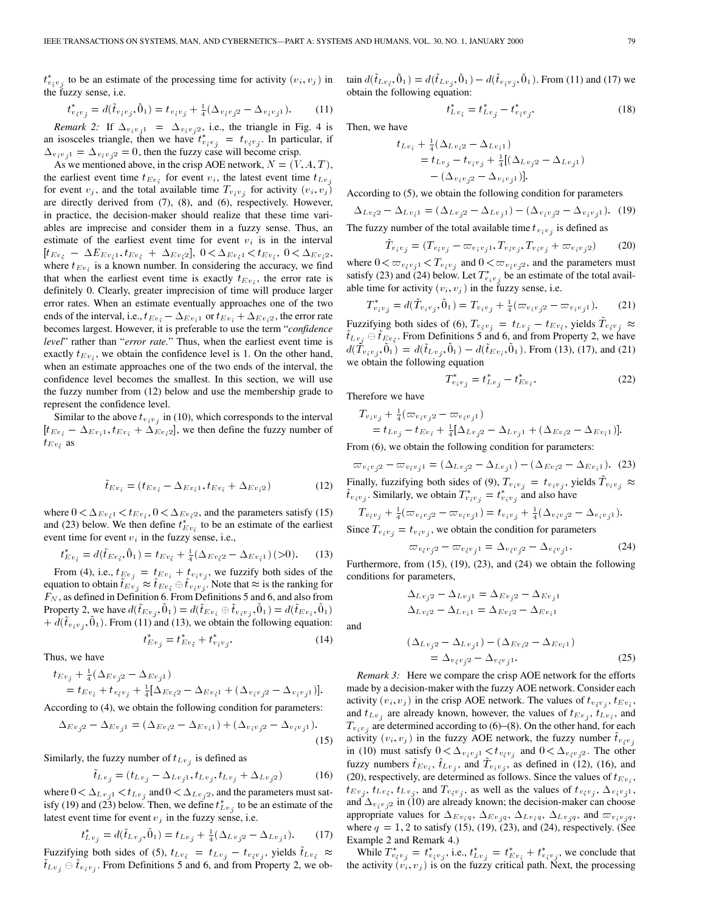$t^*_{v_iv_j}$ to be an estimate of the processing time for activity $(v_i, v_j)$ in the fuzzy sense, i.e.

$$t^*_{v_iv_j} = d(\tilde{t}_{v_iv_j}, \tilde{0}_1) = t_{v_iv_j} + \tfrac{1}{4}(\Delta_{v_iv_j2} - \Delta_{v_iv_j1}). \tag{11}$$

*Remark 2:* If $\Delta_{v_iv_j1} = \Delta_{v_iv_j2}$, i.e., the triangle in Fig. 4 is an isosceles triangle, then we have $t^*_{v_iv_j} = t_{v_iv_j}$. In particular, if $\Delta_{v_iv_j1} = \Delta_{v_iv_j2} = 0$, then the fuzzy case will become crisp.

As we mentioned above, in the crisp AOE network, $N = (V, A, T)$, the earliest event time $t_{Ev_i}$ for event $v_i$, the latest event time $t_{Lv_j}$ for event $v_j$, and the total available time $T_{v_iv_j}$ for activity $(v_i, v_j)$ are directly derived from (7), (8), and (6), respectively. However, in practice, the decision-maker should realize that these time variables are imprecise and consider them in a fuzzy sense. Thus, an estimate of the earliest event time for event $v_i$ is in the interval $[t_{Ev_i} - \Delta E_{Ev_i1}, t_{Ev_i} + \Delta_{Ev_i2}]$, $0 < \Delta_{Ev_i1} < t_{Ev_i}$, $0 < \Delta_{Ev_i2}$, where $t_{Ev_i}$ is a known number. In considering the accuracy, we find that when the earliest event time is exactly $t_{Ev_i}$, the error rate is definitely 0. Clearly, greater imprecision of time will produce larger error rates. When an estimate eventually approaches one of the two ends of the interval, i.e., $t_{Ev_i} - \Delta_{Ev_i1}$ or $t_{Ev_i} + \Delta_{Ev_i2}$, the error rate becomes largest. However, it is preferable to use the term "*confidence level*" rather than "*error rate.*" Thus, when the earliest event time is exactly $t_{Ev_i}$, we obtain the confidence level is 1. On the other hand, when an estimate approaches one of the two ends of the interval, the confidence level becomes the smallest. In this section, we will use the fuzzy number from (12) below and use the membership grade to represent the confidence level.

Similar to the above $t_{v_iv_j}$ in (10), which corresponds to the interval $[t_{Ev_i} - \Delta_{Ev_i1}, t_{Ev_i} + \Delta_{Ev_i2}]$, we then define the fuzzy number of $t_{Ev_i}$ as

$$\tilde{t}_{Ev_i} = (t_{Ev_i} - \Delta_{Ev_i1}, t_{Ev_i}, t_{Ev_i} + \Delta_{Ev_i2}) \tag{12}$$

where $0 < \Delta_{Ev_i1} < t_{Ev_i}$, $0 < \Delta_{Ev_i2}$, and the parameters satisfy (15) and (23) below. We then define $t^*_{Ev_i}$ to be an estimate of the earliest event time for event $v_i$ in the fuzzy sense, i.e.,

$$t^*_{Ev_i} = d(\tilde{t}_{Ev_i}, \tilde{0}_1) = t_{Ev_i} + \tfrac{1}{4}(\Delta_{Ev_i2} - \Delta_{Ev_i1})\,(>0). \tag{13}$$

From (4), i.e., $t_{Ev_j} = t_{Ev_i} + t_{v_iv_j}$, we fuzzify both sides of the equation to obtain $\tilde{t}_{Ev_j} \approx \tilde{t}_{Ev_i} \oplus \tilde{t}_{v_iv_j}$. Note that $\approx$ is the ranking for $F_N$, as defined in Definition 6. From Definitions 5 and 6, and also from Property 2, we have $d(\tilde{t}_{Ev_j}, \tilde{0}_1) = d(\tilde{t}_{Ev_i} \oplus \tilde{t}_{v_iv_j}, \tilde{0}_1) = d(\tilde{t}_{Ev_i}, \tilde{0}_1) + d(\tilde{t}_{v_iv_j}, \tilde{0}_1)$. From (11) and (13), we obtain the following equation:

$$t^*_{Ev_j} = t^*_{Ev_i} + t^*_{v_iv_j}. \tag{14}$$

Thus, we have

$$t_{Ev_j} + \tfrac{1}{4}(\Delta_{Ev_j2} - \Delta_{Ev_j1}) = t_{Ev_i} + t_{v_iv_j} + \tfrac{1}{4}[\Delta_{Ev_i2} - \Delta_{Ev_i1} + (\Delta_{v_iv_j2} - \Delta_{v_iv_j1})].$$

According to (4), we obtain the following condition for parameters:

$$\Delta_{Ev_j2} - \Delta_{Ev_j1} = (\Delta_{Ev_i2} - \Delta_{Ev_i1}) + (\Delta_{v_iv_j2} - \Delta_{v_iv_j1}). \tag{15}$$

Similarly, the fuzzy number of $t_{Lv_j}$ is defined as

$$\tilde{t}_{Lv_j} = (t_{Lv_j} - \Delta_{Lv_j1}, t_{Lv_j}, t_{Lv_j} + \Delta_{Lv_j2}) \tag{16}$$

where $0 < \Delta_{Lv_j1} < t_{Lv_j}$ and $0 < \Delta_{Lv_j2}$, and the parameters must satisfy (19) and (23) below. Then, we define $t^*_{Lv_j}$ to be an estimate of the latest event time for event $v_j$ in the fuzzy sense, i.e.

$$t^*_{Lv_j} = d(\tilde{t}_{Lv_j}, \tilde{0}_1) = t_{Lv_j} + \tfrac{1}{4}(\Delta_{Lv_j2} - \Delta_{Lv_j1}). \tag{17}$$

Fuzzifying both sides of (5), $t_{Lv_i} = t_{Lv_j} - t_{v_iv_j}$, yields $\tilde{t}_{Lv_i} \approx \tilde{t}_{Lv_j} \ominus \tilde{t}_{v_iv_j}$. From Definitions 5 and 6, and from Property 2, we obtain $d(\tilde{t}_{Lv_i}, \tilde{0}_1) = d(\tilde{t}_{Lv_j}, \tilde{0}_1) - d(\tilde{t}_{v_iv_j}, \tilde{0}_1)$. From (11) and (17) we obtain the following equation:

$$t^*_{Lv_i} = t^*_{Lv_j} - t^*_{v_iv_j}. \tag{18}$$

Then, we have

$$t_{Lv_i} + \tfrac{1}{4}(\Delta_{Lv_i2} - \Delta_{Lv_i1}) = t_{Lv_j} - t_{v_iv_j} + \tfrac{1}{4}[(\Delta_{Lv_j2} - \Delta_{Lv_j1}) - (\Delta_{v_iv_j2} - \Delta_{v_iv_j1})].$$

According to (5), we obtain the following condition for parameters

$$\Delta_{Lv_i2} - \Delta_{Lv_i1} = (\Delta_{Lv_j2} - \Delta_{Lv_j1}) - (\Delta_{v_iv_j2} - \Delta_{v_iv_j1}). \tag{19}$$

The fuzzy number of the total available time $t_{v_iv_j}$ is defined as

$$\tilde{T}_{v_iv_j} = (T_{v_iv_j} - \varpi_{v_iv_j1}, T_{v_iv_j}, T_{v_iv_j} + \varpi_{v_iv_j2}) \tag{20}$$

where $0 < \varpi_{v_iv_j1} < T_{v_iv_j}$ and $0 < \varpi_{v_iv_j2}$, and the parameters must satisfy (23) and (24) below. Let $T^*_{v_iv_j}$ be an estimate of the total available time for activity $(v_i, v_j)$ in the fuzzy sense, i.e.

$$T^*_{v_iv_j} = d(\tilde{T}_{v_iv_j}, \tilde{0}_1) = T_{v_iv_j} + \tfrac{1}{4}(\varpi_{v_iv_j2} - \varpi_{v_iv_j1}). \tag{21}$$

Fuzzifying both sides of (6), $T_{v_iv_j} = t_{Lv_j} - t_{Ev_i}$, yields $\tilde{T}_{v_iv_j} \approx \tilde{t}_{Lv_j} \ominus \tilde{t}_{Ev_i}$. From Definitions 5 and 6, and from Property 2, we have $d(\tilde{T}_{v_iv_j}, \tilde{0}_1) = d(\tilde{t}_{Lv_j}, \tilde{0}_1) - d(\tilde{t}_{Ev_i}, \tilde{0}_1)$. From (13), (17), and (21) we obtain the following equation

$$T^*_{v_iv_j} = t^*_{Lv_j} - t^*_{Ev_i}. \tag{22}$$

Therefore we have

$$T_{v_iv_j} + \tfrac{1}{4}(\varpi_{v_iv_j2} - \varpi_{v_iv_j1}) = t_{Lv_j} - t_{Ev_i} + \tfrac{1}{4}[\Delta_{Lv_j2} - \Delta_{Lv_j1} + (\Delta_{Ev_i2} - \Delta_{Ev_i1})].$$

From (6), we obtain the following condition for parameters:

$$\varpi_{v_iv_j2} - \varpi_{v_iv_j1} = (\Delta_{Lv_j2} - \Delta_{Lv_j1}) - (\Delta_{Ev_i2} - \Delta_{Ev_i1}). \tag{23}$$

Finally, fuzzifying both sides of (9), $T_{v_iv_j} = t_{v_iv_j}$, yields $\tilde{T}_{v_iv_j} \approx \tilde{t}_{v_iv_j}$. Similarly, we obtain $T^*_{v_iv_j} = t^*_{v_iv_j}$ and also have

$$T_{v_iv_j} + \tfrac{1}{4}(\varpi_{v_iv_j2} - \varpi_{v_iv_j1}) = t_{v_iv_j} + \tfrac{1}{4}(\Delta_{v_iv_j2} - \Delta_{v_iv_j1}).$$

Since $T_{v_iv_j} = t_{v_iv_j}$, we obtain the condition for parameters

$$\varpi_{v_iv_j2} - \varpi_{v_iv_j1} = \Delta_{v_iv_j2} - \Delta_{v_iv_j1}. \tag{24}$$

Furthermore, from (15), (19), (23), and (24) we obtain the following conditions for parameters,

$$\Delta_{Lv_j2} - \Delta_{Lv_j1} = \Delta_{Ev_j2} - \Delta_{Ev_j1}$$
$$\Delta_{Lv_i2} - \Delta_{Lv_i1} = \Delta_{Ev_i2} - \Delta_{Ev_i1}$$

and

$$(\Delta_{Lv_j2} - \Delta_{Lv_j1}) - (\Delta_{Ev_i2} - \Delta_{Ev_i1}) = \Delta_{v_iv_j2} - \Delta_{v_iv_j1}. \tag{25}$$

*Remark 3:* Here we compare the crisp AOE network for the efforts made by a decision-maker with the fuzzy AOE network. Consider each activity $(v_i, v_j)$ in the crisp AOE network. The values of $t_{v_iv_j}$, $t_{Ev_i}$, and $t_{Lv_j}$ are already known, however, the values of $t_{Ev_j}$, $t_{Lv_i}$, and $T_{v_iv_j}$ are determined according to (6)–(8). On the other hand, for each activity $(v_i, v_j)$ in the fuzzy AOE network, the fuzzy number $\tilde{t}_{v_iv_j}$ in (10) must satisfy $0 < \Delta_{v_iv_j1} < t_{v_iv_j}$ and $0 < \Delta_{v_iv_j2}$. The other fuzzy numbers $\tilde{t}_{Ev_i}$, $\tilde{t}_{Lv_j}$, and $\tilde{T}_{v_iv_j}$, as defined in (12), (16), and (20), respectively, are determined as follows. Since the values of $t_{Ev_i}$, $t_{Ev_j}$, $t_{Lv_i}$, $t_{Lv_j}$, and $T_{v_iv_j}$, as well as the values of $t_{v_iv_j}$, $\Delta_{v_iv_j1}$, and $\Delta_{v_iv_j2}$ in (10) are already known; the decision-maker can choose appropriate values for $\Delta_{Ev_iq}$, $\Delta_{Ev_jq}$, $\Delta_{Lv_iq}$, $\Delta_{Lv_jq}$, and $\varpi_{v_iv_jq}$, where $q = 1, 2$ to satisfy (15), (19), (23), and (24), respectively. (See Example 2 and Remark 4.)

While $T^*_{v_iv_j} = t^*_{v_iv_j}$, i.e., $t^*_{Lv_j} = t^*_{Ev_i} + t^*_{v_iv_j}$, we conclude that the activity $(v_i, v_j)$ is on the fuzzy critical path. Next, the processing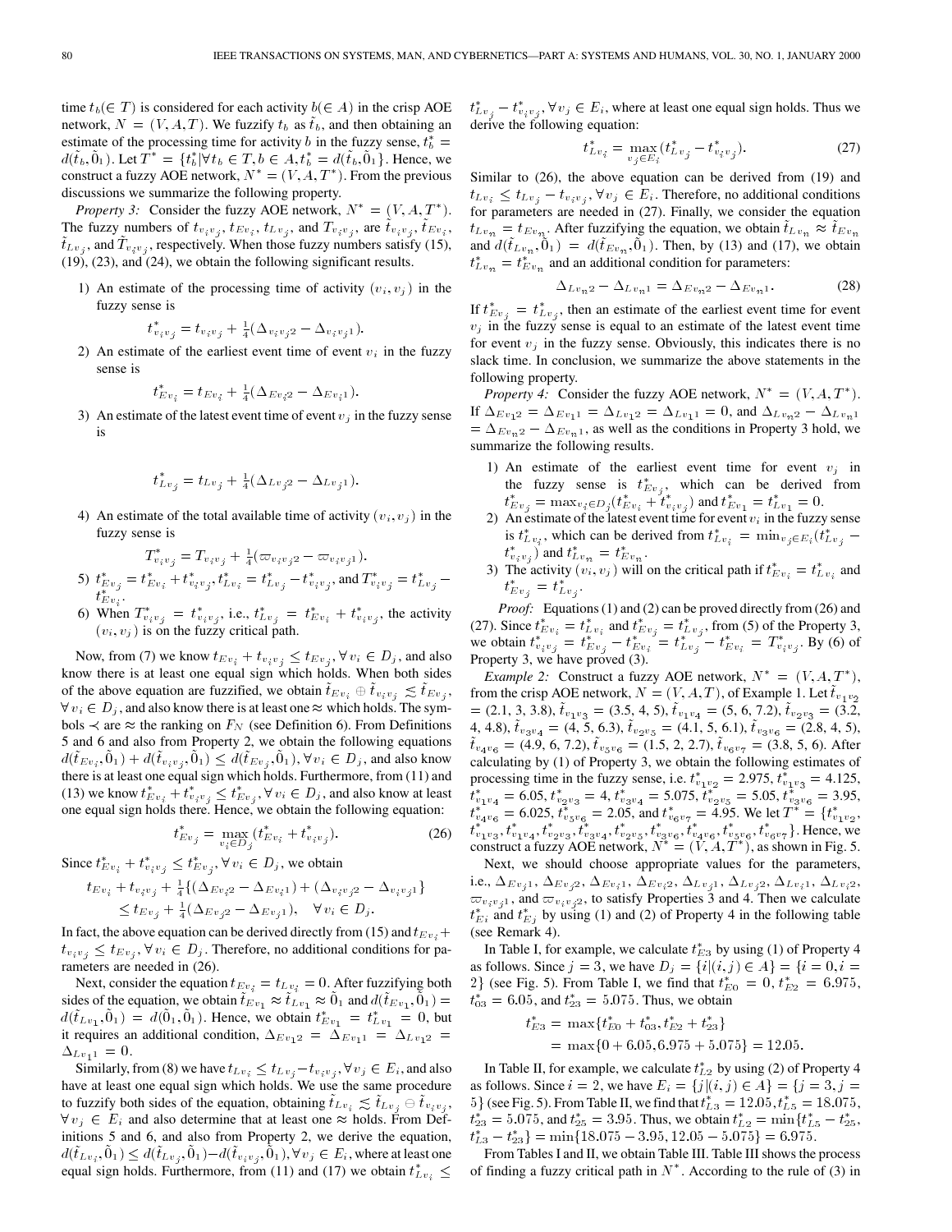time $t_b (\in T)$ is considered for each activity $b (\in A)$ in the crisp AOE network, $N = (V, A, T)$. We fuzzify $t_b$ as $\tilde{t}_b$, and then obtaining an estimate of the processing time for activity $b$ in the fuzzy sense, $t_b^* = d(\tilde{t}_b, \tilde{0}_1)$. Let $T^* = \{t_b^* | \forall t_b \in T, b \in A, t_b^* = d(\tilde{t}_b, \tilde{0}_1\}$. Hence, we construct a fuzzy AOE network, $N^* = (V, A, T^*)$. From the previous discussions we summarize the following property.

*Property 3:* Consider the fuzzy AOE network, $N^* = (V, A, T^*)$. The fuzzy numbers of $t_{v_i v_j}$, $t_{Ev_i}$, $t_{Lv_j}$, and $T_{v_i v_j}$ are $\tilde{t}_{v_i v_j}$, $\tilde{t}_{Ev_i}$, $\tilde{t}_{Lv_j}$, and $\tilde{T}_{v_i v_j}$, respectively. When those fuzzy numbers satisfy (15), (19), (23), and (24), we obtain the following significant results.

1) An estimate of the processing time of activity $(v_i, v_j)$ in the fuzzy sense is

$$t_{v_i v_j}^* = t_{v_i v_j} + \frac{1}{4}(\Delta_{v_i v_j 2} - \Delta_{v_i v_j 1}).$$

2) An estimate of the earliest event time of event $v_i$ in the fuzzy sense is

$$t_{Ev_i}^* = t_{Ev_i} + \frac{1}{4}(\Delta_{Ev_i 2} - \Delta_{Ev_i 1}).$$

3) An estimate of the latest event time of event $v_j$ in the fuzzy sense is

$$t_{Lv_j}^* = t_{Lv_j} + \frac{1}{4}(\Delta_{Lv_j 2} - \Delta_{Lv_j 1}).$$

4) An estimate of the total available time of activity $(v_i, v_j)$ in the fuzzy sense is

$$T_{v_i v_j}^* = T_{v_i v_j} + \frac{1}{4}(\varpi_{v_i v_j 2} - \varpi_{v_i v_j 1}).$$

5) $t_{Ev_j}^* = t_{Ev_i}^* + t_{v_i v_j}^*, t_{Lv_i}^* = t_{Lv_j}^* - t_{v_i v_j}^*$, and $T_{v_i v_j}^* = t_{Lv_j}^* - t_{Ev_i}^*$.

6) When $T_{v_i v_j}^* = t_{v_i v_j}^*$, i.e., $t_{Lv_j}^* = t_{Ev_i}^* + t_{v_i v_j}^*$, the activity $(v_i, v_j)$ is on the fuzzy critical path.

Now, from (7) we know $t_{Ev_i} + t_{v_i v_j} \leq t_{Ev_j}, \forall v_i \in D_j$, and also know there is at least one equal sign which holds. When both sides of the above equation are fuzzified, we obtain $\tilde{t}_{Ev_i} \oplus \tilde{t}_{v_i v_j} \precsim \tilde{t}_{Ev_j}$, $\forall v_i \in D_j$, and also know there is at least one $\approx$ which holds. The symbols $\prec$ are $\approx$ the ranking on $F_N$ (see Definition 6). From Definitions 5 and 6 and also from Property 2, we obtain the following equations $d(\tilde{t}_{Ev_i}, \tilde{0}_1) + d(\tilde{t}_{v_i v_j}, \tilde{0}_1) \leq d(\tilde{t}_{Ev_j}, \tilde{0}_1), \forall v_i \in D_j$, and also know there is at least one equal sign which holds. Furthermore, from (11) and (13) we know $t_{Ev_i}^* + t_{v_i v_j}^* \leq t_{Ev_j}^*, \forall v_i \in D_j$, and also know at least one equal sign holds there. Hence, we obtain the following equation:

$$t_{Ev_j}^* = \max_{v_i \in D_j}(t_{Ev_i}^* + t_{v_i v_j}^*). \tag{26}$$

Since $t_{Ev_i}^* + t_{v_i v_j}^* \leq t_{Ev_j}^*, \forall v_i \in D_j$, we obtain

$$\begin{aligned} t_{Ev_i} + t_{v_i v_j} &+ \frac{1}{4}\{(\Delta_{Ev_i 2} - \Delta_{Ev_i 1}) + (\Delta_{v_i v_j 2} - \Delta_{v_i v_j 1}\} \\ &\leq t_{Ev_j} + \frac{1}{4}(\Delta_{Ev_j 2} - \Delta_{Ev_j 1}), \quad \forall v_i \in D_j. \end{aligned}$$

In fact, the above equation can be derived directly from (15) and $t_{Ev_i} + t_{v_i v_j} \leq t_{Ev_j}, \forall v_i \in D_j$. Therefore, no additional conditions for parameters are needed in (26).

Next, consider the equation $t_{Ev_1} = t_{Lv_1} = 0$. After fuzzifying both sides of the equation, we obtain $\tilde{t}_{Ev_1} \approx \tilde{t}_{Lv_1} \approx \tilde{0}_1$ and $d(\tilde{t}_{Ev_1}, \tilde{0}_1) = d(\tilde{t}_{Lv_1}, \tilde{0}_1) = d(\tilde{0}_1, \tilde{0}_1)$. Hence, we obtain $t_{Ev_1}^* = t_{Lv_1}^* = 0$, but it requires an additional condition, $\Delta_{Ev_1 2} = \Delta_{Ev_1 1} = \Delta_{Lv_1 2} = \Delta_{Lv_1 1} = 0$.

Similarly, from (8) we have $t_{Lv_i} \leq t_{Lv_j} - t_{v_i v_j}, \forall v_j \in E_i$, and also have at least one equal sign which holds. We use the same procedure to fuzzify both sides of the equation, obtaining $\tilde{t}_{Lv_i} \precsim \tilde{t}_{Lv_j} \ominus \tilde{t}_{v_i v_j}$, $\forall v_j \in E_i$ and also determine that at least one $\approx$ holds. From Definitions 5 and 6, and also from Property 2, we derive the equation, $d(\tilde{t}_{Lv_i}, \tilde{0}_1) \leq d(\tilde{t}_{Lv_j}, \tilde{0}_1) - d(\tilde{t}_{v_i v_j}, \tilde{0}_1), \forall v_j \in E_i$, where at least one equal sign holds. Furthermore, from (11) and (17) we obtain $t_{Lv_i}^* \leq t_{Lv_j}^* - t_{v_i v_j}^*, \forall v_j \in E_i$, where at least one equal sign holds. Thus we derive the following equation:

$$t_{Lv_i}^* = \max_{v_j \in E_i}(t_{Lv_j}^* - t_{v_i v_j}^*). \tag{27}$$

Similar to (26), the above equation can be derived from (19) and $t_{Lv_i} \leq t_{Lv_j} - t_{v_i v_j}, \forall v_j \in E_i$. Therefore, no additional conditions for parameters are needed in (27). Finally, we consider the equation $t_{Lv_n} = t_{Ev_n}$. After fuzzifying the equation, we obtain $\tilde{t}_{Lv_n} \approx \tilde{t}_{Ev_n}$ and $d(\tilde{t}_{Lv_n}, \tilde{0}_1) = d(\tilde{t}_{Ev_n}, \tilde{0}_1)$. Then, by (13) and (17), we obtain $t_{Lv_n}^* = t_{Ev_n}^*$ and an additional condition for parameters:

$$\Delta_{Lv_n 2} - \Delta_{Lv_n 1} = \Delta_{Ev_n 2} - \Delta_{Ev_n 1}. \tag{28}$$

If $t_{Ev_j}^* = t_{Lv_j}^*$, then an estimate of the earliest event time for event $v_j$ in the fuzzy sense is equal to an estimate of the latest event time for event $v_j$ in the fuzzy sense. Obviously, this indicates there is no slack time. In conclusion, we summarize the above statements in the following property.

*Property 4:* Consider the fuzzy AOE network, $N^* = (V, A, T^*)$. If $\Delta_{Ev_1 2} = \Delta_{Ev_1 1} = \Delta_{Lv_1 2} = \Delta_{Lv_1 1} = 0$, and $\Delta_{Lv_n 2} - \Delta_{Lv_n 1} = \Delta_{Ev_n 2} - \Delta_{Ev_n 1}$, as well as the conditions in Property 3 hold, we summarize the following results.

1) An estimate of the earliest event time for event $v_j$ in the fuzzy sense is $t_{Ev_j}^*$, which can be derived from $t_{Ev_j}^* = \max_{v_i \in D_j}(t_{Ev_i}^* + t_{v_i v_j}^*)$ and $t_{Ev_1}^* = t_{Lv_1}^* = 0$.
2) An estimate of the latest event time for event $v_i$ in the fuzzy sense is $t_{Lv_i}^*$, which can be derived from $t_{Lv_i}^* = \min_{v_j \in E_i}(t_{Lv_j}^* - t_{v_i v_j}^*)$ and $t_{Lv_n}^* = t_{Ev_n}^*$.
3) The activity $(v_i, v_j)$ will on the critical path if $t_{Ev_i}^* = t_{Lv_i}^*$ and $t_{Ev_j}^* = t_{Lv_j}^*$.

*Proof:* Equations (1) and (2) can be proved directly from (26) and (27). Since $t_{Ev_i}^* = t_{Lv_i}^*$ and $t_{Ev_j}^* = t_{Lv_j}^*$, from (5) of the Property 3, we obtain $t_{v_i v_j}^* = t_{Ev_j}^* - t_{Ev_i}^* = t_{Lv_j}^* - t_{Ev_i}^* = T_{v_i v_j}^*$. By (6) of Property 3, we have proved (3).

*Example 2:* Construct a fuzzy AOE network, $N^* = (V, A, T^*)$, from the crisp AOE network, $N = (V, A, T)$, of Example 1. Let $\tilde{t}_{v_1 v_2} = (2.1, 3, 3.8)$, $\tilde{t}_{v_1 v_3} = (3.5, 4, 5)$, $\tilde{t}_{v_1 v_4} = (5, 6, 7.2)$, $\tilde{t}_{v_2 v_3} = (3.2, 4, 4.8)$, $\tilde{t}_{v_3 v_4} = (4, 5, 6.3)$, $\tilde{t}_{v_2 v_5} = (4.1, 5, 6.1)$, $\tilde{t}_{v_3 v_6} = (2.8, 4, 5)$, $\tilde{t}_{v_4 v_6} = (4.9, 6, 7.2)$, $\tilde{t}_{v_5 v_6} = (1.5, 2, 2.7)$, $\tilde{t}_{v_6 v_7} = (3.8, 5, 6)$. After calculating by (1) of Property 3, we obtain the following estimates of processing time in the fuzzy sense, i.e. $t_{v_1 v_2}^* = 2.975$, $t_{v_1 v_3}^* = 4.125$, $t_{v_1 v_4}^* = 6.05$, $t_{v_2 v_3}^* = 4$, $t_{v_3 v_4}^* = 5.075$, $t_{v_2 v_5}^* = 5.05$, $t_{v_3 v_6}^* = 3.95$, $t_{v_4 v_6}^* = 6.025$, $t_{v_5 v_6}^* = 2.05$, and $t_{v_6 v_7}^* = 4.95$. We let $T^* = \{t_{v_1 v_2}^*, t_{v_1 v_3}^*, t_{v_1 v_4}^*, t_{v_2 v_3}^*, t_{v_3 v_4}^*, t_{v_2 v_5}^*, t_{v_3 v_6}^*, t_{v_4 v_6}^*, t_{v_5 v_6}^*, t_{v_6 v_7}^*\}$. Hence, we construct a fuzzy AOE network, $N^* = (V, A, T^*)$, as shown in Fig. 5.

Next, we should choose appropriate values for the parameters, i.e., $\Delta_{Ev_j 1}$, $\Delta_{Ev_j 2}$, $\Delta_{Ev_i 1}$, $\Delta_{Ev_i 2}$, $\Delta_{Lv_j 1}$, $\Delta_{Lv_j 2}$, $\Delta_{Lv_i 1}$, $\Delta_{Lv_i 2}$, $\varpi_{v_i v_j 1}$, and $\varpi_{v_i v_j 2}$, to satisfy Properties 3 and 4. Then we calculate $t_{Ei}^*$ and $t_{Ej}^*$ by using (1) and (2) of Property 4 in the following table (see Remark 4).

In Table I, for example, we calculate $t_{E3}^*$ by using (1) of Property 4 as follows. Since $j = 3$, we have $D_j = \{i | (i, j) \in A\} = \{i = 0, i = 2\}$ (see Fig. 5). From Table I, we find that $t_{E0}^* = 0$, $t_{E2}^* = 6.975$, $t_{03}^* = 6.05$, and $t_{23}^* = 5.075$. Thus, we obtain

$$\begin{aligned} t_{E3}^* &= \max\{t_{E0}^* + t_{03}^*, t_{E2}^* + t_{23}^*\} \\ &= \max\{0 + 6.05, 6.975 + 5.075\} = 12.05. \end{aligned}$$

In Table II, for example, we calculate $t_{L2}^*$ by using (2) of Property 4 as follows. Since $i = 2$, we have $E_i = \{j | (i, j) \in A\} = \{j = 3, j = 5\}$ (see Fig. 5). From Table II, we find that $t_{L3}^* = 12.05$, $t_{L5}^* = 18.075$, $t_{23}^* = 5.075$, and $t_{25}^* = 3.95$. Thus, we obtain $t_{L2}^* = \min\{t_{L5}^* - t_{25}^*, t_{L3}^* - t_{23}^*\} = \min\{18.075 - 3.95, 12.05 - 5.075\} = 6.975$.

From Tables I and II, we obtain Table III. Table III shows the process of finding a fuzzy critical path in $N^*$. According to the rule of (3) in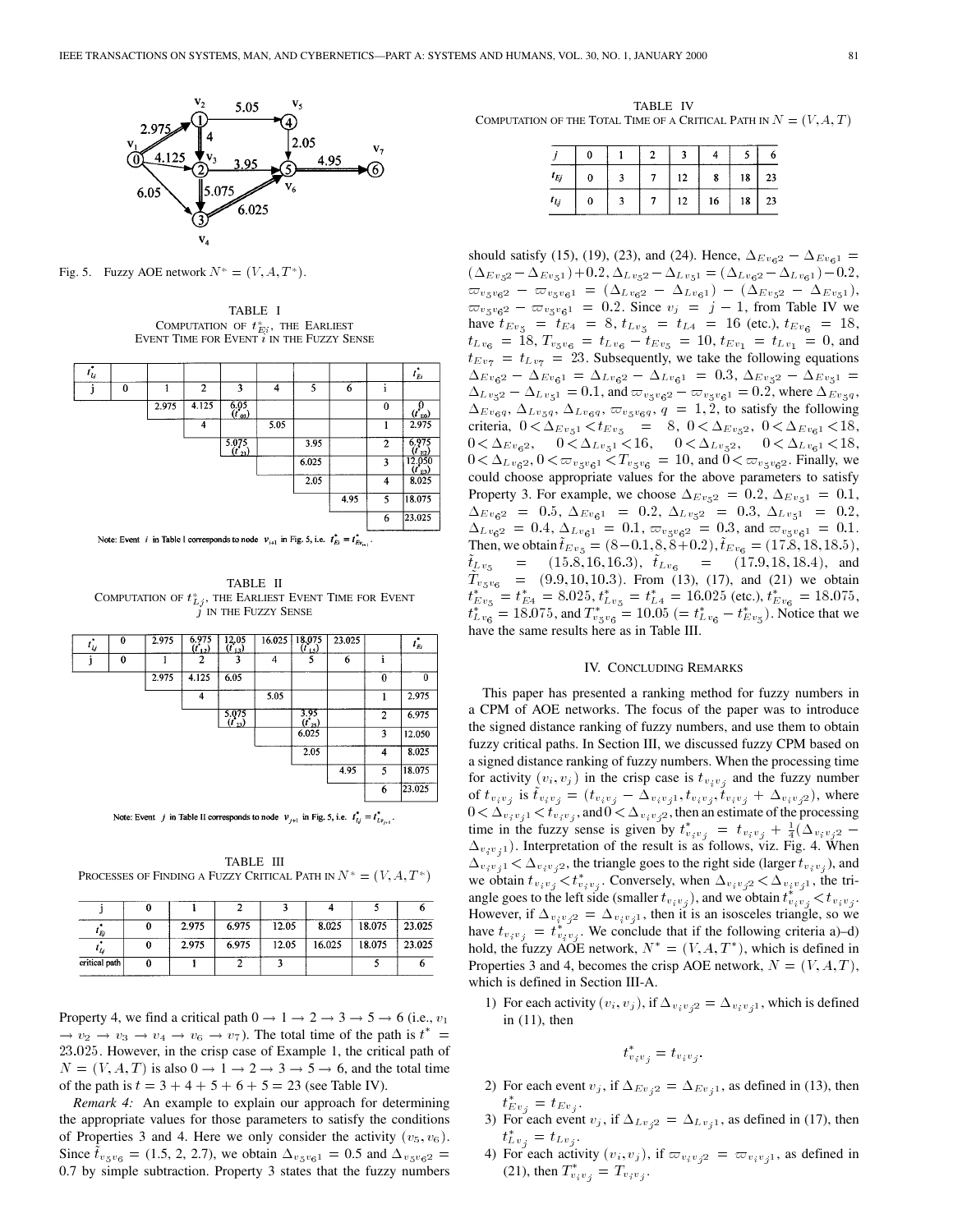Fig. 5. Fuzzy AOE network $N^* = (V, A, T^*)$.

TABLE I
COMPUTATION OF $t^*_{Ei}$, THE EARLIEST EVENT TIME FOR EVENT $i$ IN THE FUZZY SENSE

| $t^*_{ij}$ | | | | | | | | | $t^*_{Ei}$ |
|---|---|---|---|---|---|---|---|---|---|
| j | 0 | 1 | 2 | 3 | 4 | 5 | 6 | i | |
| | | 2.975 | 4.125 | 6.05 ($t^*_{03}$) | | | | 0 | 0 ($t^*_{E0}$) |
| | | | 4 | | 5.05 | | | 1 | 2.975 |
| | | | | 5.075 ($t^*_{23}$) | | 3.95 | | 2 | 6.975 ($t^*_{E2}$) |
| | | | | | | 6.025 | | 3 | 12.050 ($t^*_{E3}$) |
| | | | | | | 2.05 | | 4 | 8.025 |
| | | | | | | | 4.95 | 5 | 18.075 |
| | | | | | | | | 6 | 23.025 |

Note: Event $i$ in Table I corresponds to node $v_{i+1}$ in Fig. 5, i.e. $t^*_{Ei} = t^*_{Ev_{i+1}}$.

TABLE II
COMPUTATION OF $t^*_{Lj}$, THE EARLIEST EVENT TIME FOR EVENT $j$ IN THE FUZZY SENSE

| $t^*_{lj}$ | 0 | 2.975 | 6.975 ($t^*_{12}$) | 12.05 ($t^*_{13}$) | 16.025 | 18.075 ($t^*_{15}$) | 23.025 | | $t^*_{Ei}$ |
|---|---|---|---|---|---|---|---|---|---|
| j | 0 | 1 | 2 | 3 | 4 | 5 | 6 | i | |
| | | 2.975 | 4.125 | 6.05 | | | | 0 | 0 |
| | | | 4 | | 5.05 | | | 1 | 2.975 |
| | | | | 5.075 ($t^*_{23}$) | | 3.95 ($t^*_{25}$) | | 2 | 6.975 |
| | | | | | | 6.025 | | 3 | 12.050 |
| | | | | | | 2.05 | | 4 | 8.025 |
| | | | | | | | 4.95 | 5 | 18.075 |
| | | | | | | | | 6 | 23.025 |

Note: Event $j$ in Table II corresponds to node $v_{j+1}$ in Fig. 5, i.e. $t^*_{lj} = t^*_{Lv_{j+1}}$.

TABLE III
PROCESSES OF FINDING A FUZZY CRITICAL PATH IN $N^* = (V, A, T^*)$

| j | 0 | 1 | 2 | 3 | 4 | 5 | 6 |
|---|---|---|---|---|---|---|---|
| $t^*_{Ej}$ | 0 | 2.975 | 6.975 | 12.05 | 8.025 | 18.075 | 23.025 |
| $t^*_{lj}$ | 0 | 2.975 | 6.975 | 12.05 | 16.025 | 18.075 | 23.025 |
| critical path | 0 | 1 | 2 | 3 | | 5 | 6 |

Property 4, we find a critical path $0 \to 1 \to 2 \to 3 \to 5 \to 6$ (i.e., $v_1 \to v_2 \to v_3 \to v_4 \to v_6 \to v_7$). The total time of the path is $t^* = 23.025$. However, in the crisp case of Example 1, the critical path of $N = (V, A, T)$ is also $0 \to 1 \to 2 \to 3 \to 5 \to 6$, and the total time of the path is $t = 3 + 4 + 5 + 6 + 5 = 23$ (see Table IV).

*Remark 4:* An example to explain our approach for determining the appropriate values for those parameters to satisfy the conditions of Properties 3 and 4. Here we only consider the activity $(v_5, v_6)$. Since $\tilde{t}_{v_5 v_6} = (1.5, 2, 2.7)$, we obtain $\Delta_{v_5 v_6 1} = 0.5$ and $\Delta_{v_5 v_6 2} = 0.7$ by simple subtraction. Property 3 states that the fuzzy numbers

TABLE IV
COMPUTATION OF THE TOTAL TIME OF A CRITICAL PATH IN $N = (V, A, T)$

| $j$ | 0 | 1 | 2 | 3 | 4 | 5 | 6 |
|---|---|---|---|---|---|---|---|
| $t_{Ej}$ | 0 | 3 | 7 | 12 | 8 | 18 | 23 |
| $t_{lj}$ | 0 | 3 | 7 | 12 | 16 | 18 | 23 |

should satisfy (15), (19), (23), and (24). Hence, $\Delta_{Ev_6 2} - \Delta_{Ev_6 1} = (\Delta_{Ev_5 2} - \Delta_{Ev_5 1}) + 0.2$, $\Delta_{Lv_5 2} - \Delta_{Lv_5 1} = (\Delta_{Lv_6 2} - \Delta_{Lv_6 1}) - 0.2$, $\varpi_{v_5 v_6 2} - \varpi_{v_5 v_6 1} = (\Delta_{Lv_6 2} - \Delta_{Lv_6 1}) - (\Delta_{Ev_5 2} - \Delta_{Ev_5 1})$, $\varpi_{v_5 v_6 2} - \varpi_{v_5 v_6 1} = 0.2$. Since $v_j = j - 1$, from Table IV we have $t_{Ev_5} = t_{E4} = 8$, $t_{Lv_5} = t_{L4} = 16$ (etc.), $t_{Ev_6} = 18$, $t_{Lv_6} = 18$, $T_{v_5 v_6} = t_{Lv_6} - t_{Ev_5} = 10$, $t_{Ev_1} = t_{Lv_1} = 0$, and $t_{Ev_7} = t_{Lv_7} = 23$. Subsequently, we take the following equations $\Delta_{Ev_6 2} - \Delta_{Ev_6 1} = \Delta_{Lv_6 2} - \Delta_{Lv_6 1} = 0.3$, $\Delta_{Ev_5 2} - \Delta_{Ev_5 1} = \Delta_{Lv_5 2} - \Delta_{Lv_5 1} = 0.1$, and $\varpi_{v_5 v_6 2} - \varpi_{v_5 v_6 1} = 0.2$, where $\Delta_{Ev_5 q}$, $\Delta_{Ev_6 q}$, $\Delta_{Lv_5 q}$, $\Delta_{Lv_6 q}$, $\varpi_{v_5 v_6 q}$, $q = 1, 2$, to satisfy the following criteria, $0 < \Delta_{Ev_5 1} < t_{Ev_5} = 8$, $0 < \Delta_{Ev_5 2}$, $0 < \Delta_{Ev_6 1} < 18$, $0 < \Delta_{Ev_6 2}$, $0 < \Delta_{Lv_5 1} < 16$, $0 < \Delta_{Lv_5 2}$, $0 < \Delta_{Lv_6 1} < 18$, $0 < \Delta_{Lv_6 2}$, $0 < \varpi_{v_5 v_6 1} < T_{v_5 v_6} = 10$, and $0 < \varpi_{v_5 v_6 2}$. Finally, we could choose appropriate values for the above parameters to satisfy Property 3. For example, we choose $\Delta_{Ev_5 2} = 0.2$, $\Delta_{Ev_5 1} = 0.1$, $\Delta_{Ev_6 2} = 0.5$, $\Delta_{Ev_6 1} = 0.2$, $\Delta_{Lv_5 2} = 0.3$, $\Delta_{Lv_5 1} = 0.2$, $\Delta_{Lv_6 2} = 0.4$, $\Delta_{Lv_6 1} = 0.1$, $\varpi_{v_5 v_6 2} = 0.3$, and $\varpi_{v_5 v_6 1} = 0.1$. Then, we obtain $\tilde{t}_{Ev_5} = (8 - 0.1, 8, 8 + 0.2)$, $\tilde{t}_{Ev_6} = (17.8, 18, 18.5)$, $\tilde{t}_{Lv_5} = (15.8, 16, 16.3)$, $\tilde{t}_{Lv_6} = (17.9, 18, 18.4)$, and $\tilde{T}_{v_5 v_6} = (9.9, 10, 10.3)$. From (13), (17), and (21) we obtain $t^*_{Ev_5} = t^*_{E4} = 8.025$, $t^*_{Lv_5} = t^*_{L4} = 16.025$ (etc.), $t^*_{Ev_6} = 18.075$, $t^*_{Lv_6} = 18.075$, and $T^*_{v_5 v_6} = 10.05$ $(= t^*_{Lv_6} - t^*_{Ev_5})$. Notice that we have the same results here as in Table III.

## IV. CONCLUDING REMARKS

This paper has presented a ranking method for fuzzy numbers in a CPM of AOE networks. The focus of the paper was to introduce the signed distance ranking of fuzzy numbers, and use them to obtain fuzzy critical paths. In Section III, we discussed fuzzy CPM based on a signed distance ranking of fuzzy numbers. When the processing time for activity $(v_i, v_j)$ in the crisp case is $t_{v_i v_j}$ and the fuzzy number of $t_{v_i v_j}$ is $\tilde{t}_{v_i v_j} = (t_{v_i v_j} - \Delta_{v_i v_j 1}, t_{v_i v_j}, t_{v_i v_j} + \Delta_{v_i v_j 2})$, where $0 < \Delta_{v_i v_j 1} < t_{v_i v_j}$, and $0 < \Delta_{v_i v_j 2}$, then an estimate of the processing time in the fuzzy sense is given by $t^*_{v_i v_j} = t_{v_i v_j} + \frac{1}{4}(\Delta_{v_i v_j 2} - \Delta_{v_i v_j 1})$. Interpretation of the result is as follows, viz. Fig. 4. When $\Delta_{v_i v_j 1} < \Delta_{v_i v_j 2}$, the triangle goes to the right side (larger $t_{v_i v_j}$), and we obtain $t_{v_i v_j} < t^*_{v_i v_j}$. Conversely, when $\Delta_{v_i v_j 2} < \Delta_{v_i v_j 1}$, the triangle goes to the left side (smaller $t_{v_i v_j}$), and we obtain $t^*_{v_i v_j} < t_{v_i v_j}$. However, if $\Delta_{v_i v_j 2} = \Delta_{v_i v_j 1}$, then it is an isosceles triangle, so we have $t_{v_i v_j} = t^*_{v_i v_j}$. We conclude that if the following criteria a)–d) hold, the fuzzy AOE network, $N^* = (V, A, T^*)$, which is defined in Properties 3 and 4, becomes the crisp AOE network, $N = (V, A, T)$, which is defined in Section III-A.

1) For each activity $(v_i, v_j)$, if $\Delta_{v_i v_j 2} = \Delta_{v_i v_j 1}$, which is defined in (11), then

$$t^*_{v_i v_j} = t_{v_i v_j}.$$

2) For each event $v_j$, if $\Delta_{Ev_j 2} = \Delta_{Ev_j 1}$, as defined in (13), then $t^*_{Ev_j} = t_{Ev_j}$.
3) For each event $v_j$, if $\Delta_{Lv_j 2} = \Delta_{Lv_j 1}$, as defined in (17), then $t^*_{Lv_j} = t_{Lv_j}$.
4) For each activity $(v_i, v_j)$, if $\varpi_{v_i v_j 2} = \varpi_{v_i v_j 1}$, as defined in (21), then $T^*_{v_i v_j} = T_{v_i v_j}$.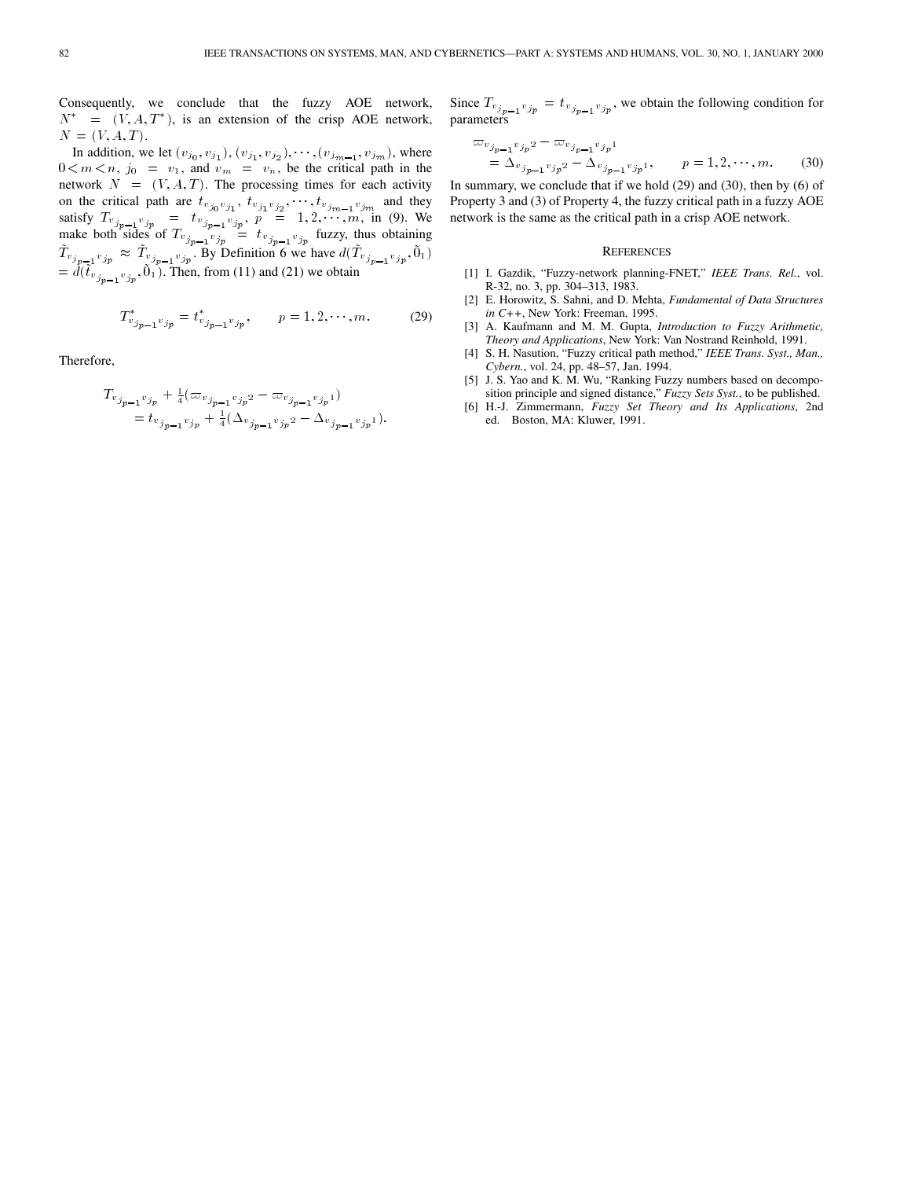Consequently, we conclude that the fuzzy AOE network, $N^* = (V, A, T^*)$, is an extension of the crisp AOE network, $N = (V, A, T)$.

In addition, we let $(v_{j_0}, v_{j_1}), (v_{j_1}, v_{j_2}), \cdots, (v_{j_{m-1}}, v_{j_m})$, where $0 < m < n$, $j_0 = v_1$, and $v_m = v_n$, be the critical path in the network $N = (V, A, T)$. The processing times for each activity on the critical path are $t_{v_{j_0} v_{j_1}}, t_{v_{j_1} v_{j_2}}, \cdots, t_{v_{j_{m-1}} v_{j_m}}$ and they satisfy $T_{v_{j_{p-1}} v_{j_p}} = t_{v_{j_{p-1}} v_{j_p}}$, $p = 1, 2, \cdots, m$, in (9). We make both sides of $T_{v_{j_{p-1}} v_{j_p}} = t_{v_{j_{p-1}} v_{j_p}}$ fuzzy, thus obtaining $\tilde{T}_{v_{j_{p-1}} v_{j_p}} \approx \tilde{T}_{v_{j_{p-1}} v_{j_p}}$. By Definition 6 we have $d(\tilde{T}_{v_{j_{p-1}} v_{j_p}}, \tilde{0}_1) = d(\tilde{t}_{v_{j_{p-1}} v_{j_p}}, \tilde{0}_1)$. Then, from (11) and (21) we obtain

$$T^*_{v_{j_{p-1}} v_{j_p}} = t^*_{v_{j_{p-1}} v_{j_p}}, \qquad p = 1, 2, \cdots, m. \tag{29}$$

Therefore,

$$\begin{aligned} T_{v_{j_{p-1}} v_{j_p}} &+ \tfrac{1}{4}(\varpi_{v_{j_{p-1}} v_{j_p} 2} - \varpi_{v_{j_{p-1}} v_{j_p} 1}) \\ &= t_{v_{j_{p-1}} v_{j_p}} + \tfrac{1}{4}(\Delta_{v_{j_{p-1}} v_{j_p} 2} - \Delta_{v_{j_{p-1}} v_{j_p} 1}). \end{aligned}$$

Since $T_{v_{j_{p-1}} v_{j_p}} = t_{v_{j_{p-1}} v_{j_p}}$, we obtain the following condition for parameters

$$\begin{aligned} \varpi_{v_{j_{p-1}} v_{j_p} 2} &- \varpi_{v_{j_{p-1}} v_{j_p} 1} \\ &= \Delta_{v_{j_{p-1}} v_{j_p} 2} - \Delta_{v_{j_{p-1}} v_{j_p} 1}, \qquad p = 1, 2, \cdots, m. \end{aligned} \tag{30}$$

In summary, we conclude that if we hold (29) and (30), then by (6) of Property 3 and (3) of Property 4, the fuzzy critical path in a fuzzy AOE network is the same as the critical path in a crisp AOE network.

## References

[1] I. Gazdik, "Fuzzy-network planning-FNET," *IEEE Trans. Rel.*, vol. R-32, no. 3, pp. 304–313, 1983.

[2] E. Horowitz, S. Sahni, and D. Mehta, *Fundamental of Data Structures in C++*, New York: Freeman, 1995.

[3] A. Kaufmann and M. M. Gupta, *Introduction to Fuzzy Arithmetic, Theory and Applications*, New York: Van Nostrand Reinhold, 1991.

[4] S. H. Nasution, "Fuzzy critical path method," *IEEE Trans. Syst., Man., Cybern.*, vol. 24, pp. 48–57, Jan. 1994.

[5] J. S. Yao and K. M. Wu, "Ranking Fuzzy numbers based on decomposition principle and signed distance," *Fuzzy Sets Syst.*, to be published.

[6] H.-J. Zimmermann, *Fuzzy Set Theory and Its Applications*, 2nd ed. Boston, MA: Kluwer, 1991.